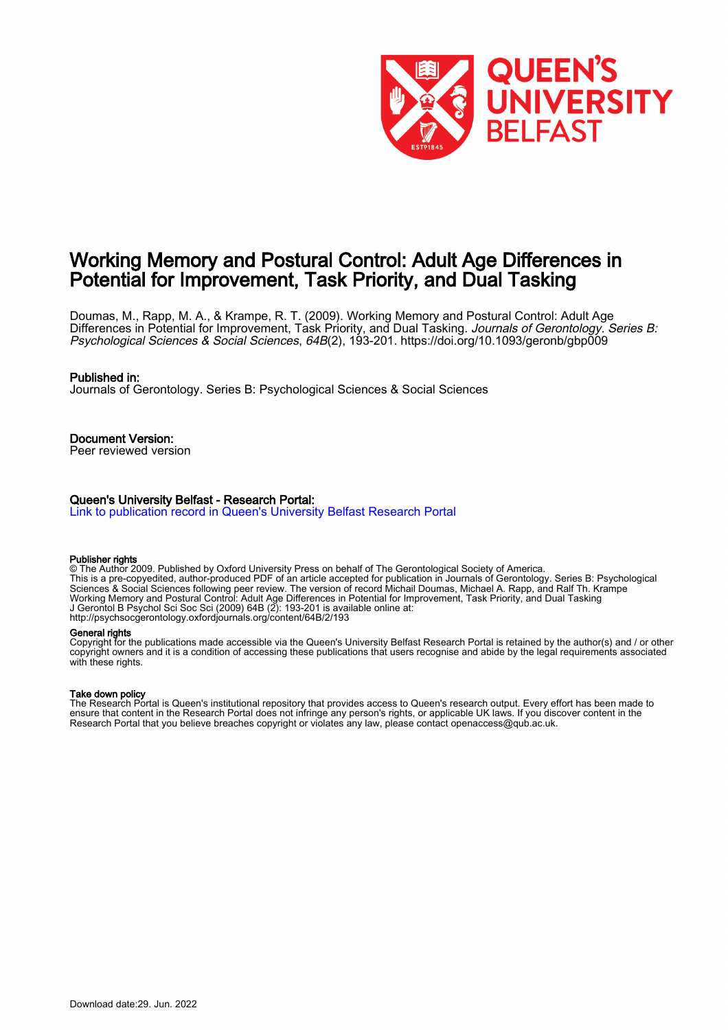# Working Memory and Postural Control: Adult Age Differences in Potential for Improvement, Task Priority, and Dual Tasking

Doumas, M., Rapp, M. A., & Krampe, R. T. (2009). Working Memory and Postural Control: Adult Age Differences in Potential for Improvement, Task Priority, and Dual Tasking. *Journals of Gerontology. Series B: Psychological Sciences & Social Sciences*, *64B*(2), 193-201. https://doi.org/10.1093/geronb/gbp009

**Published in:**
Journals of Gerontology. Series B: Psychological Sciences & Social Sciences

**Document Version:**
Peer reviewed version

**Queen's University Belfast - Research Portal:**
Link to publication record in Queen's University Belfast Research Portal

**Publisher rights**
© The Author 2009. Published by Oxford University Press on behalf of The Gerontological Society of America.
This is a pre-copyedited, author-produced PDF of an article accepted for publication in Journals of Gerontology. Series B: Psychological Sciences & Social Sciences following peer review. The version of record Michail Doumas, Michael A. Rapp, and Ralf Th. Krampe Working Memory and Postural Control: Adult Age Differences in Potential for Improvement, Task Priority, and Dual Tasking J Gerontol B Psychol Sci Soc Sci (2009) 64B (2): 193-201 is available online at: http://psychsocgerontology.oxfordjournals.org/content/64B/2/193

**General rights**
Copyright for the publications made accessible via the Queen's University Belfast Research Portal is retained by the author(s) and / or other copyright owners and it is a condition of accessing these publications that users recognise and abide by the legal requirements associated with these rights.

**Take down policy**
The Research Portal is Queen's institutional repository that provides access to Queen's research output. Every effort has been made to ensure that content in the Research Portal does not infringe any person's rights, or applicable UK laws. If you discover content in the Research Portal that you believe breaches copyright or violates any law, please contact openaccess@qub.ac.uk.

Download date:29. Jun. 2022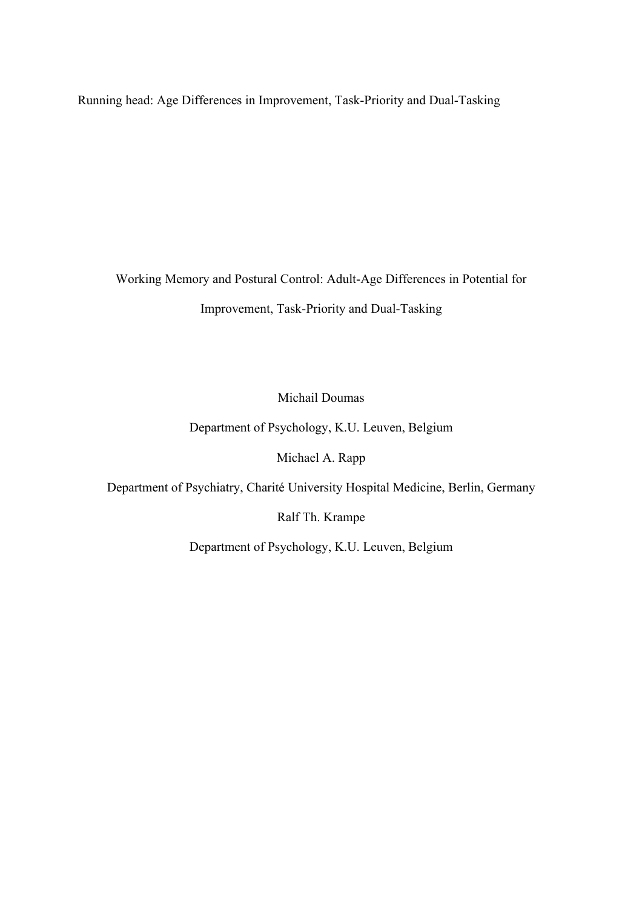Running head: Age Differences in Improvement, Task-Priority and Dual-Tasking

# Working Memory and Postural Control: Adult-Age Differences in Potential for Improvement, Task-Priority and Dual-Tasking

Michail Doumas

Department of Psychology, K.U. Leuven, Belgium

Michael A. Rapp

Department of Psychiatry, Charité University Hospital Medicine, Berlin, Germany

Ralf Th. Krampe

Department of Psychology, K.U. Leuven, Belgium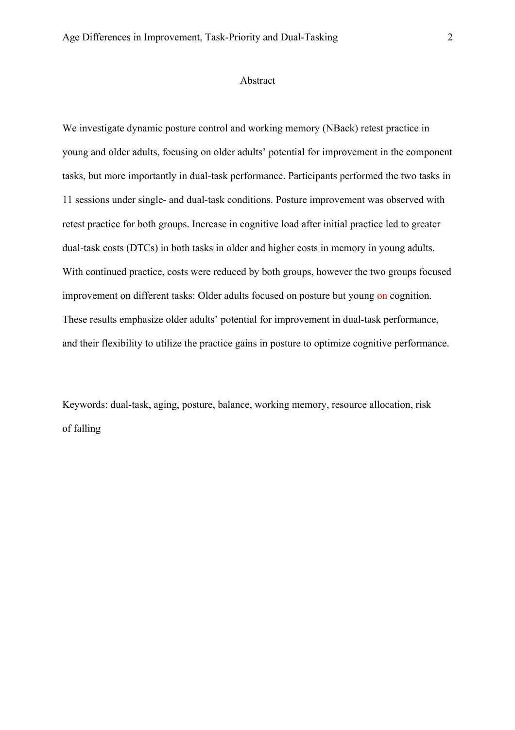# Abstract

We investigate dynamic posture control and working memory (NBack) retest practice in young and older adults, focusing on older adults' potential for improvement in the component tasks, but more importantly in dual-task performance. Participants performed the two tasks in 11 sessions under single- and dual-task conditions. Posture improvement was observed with retest practice for both groups. Increase in cognitive load after initial practice led to greater dual-task costs (DTCs) in both tasks in older and higher costs in memory in young adults. With continued practice, costs were reduced by both groups, however the two groups focused improvement on different tasks: Older adults focused on posture but young on cognition. These results emphasize older adults' potential for improvement in dual-task performance, and their flexibility to utilize the practice gains in posture to optimize cognitive performance.

Keywords: dual-task, aging, posture, balance, working memory, resource allocation, risk of falling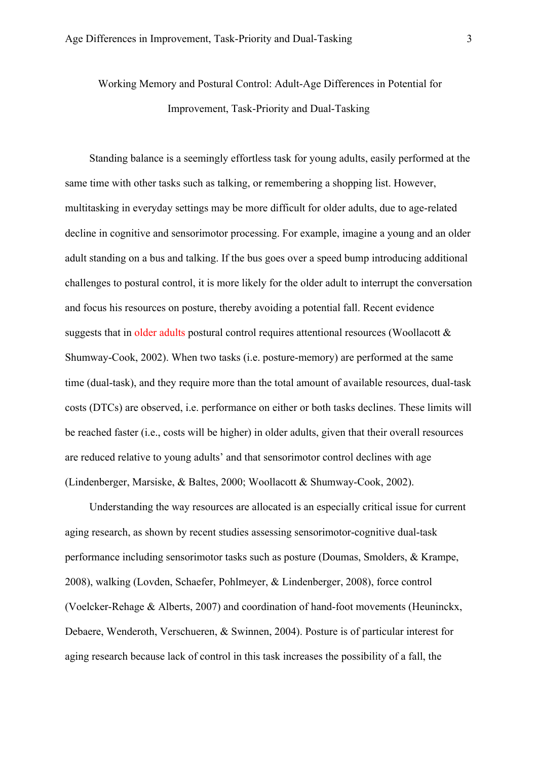# Working Memory and Postural Control: Adult-Age Differences in Potential for Improvement, Task-Priority and Dual-Tasking

Standing balance is a seemingly effortless task for young adults, easily performed at the same time with other tasks such as talking, or remembering a shopping list. However, multitasking in everyday settings may be more difficult for older adults, due to age-related decline in cognitive and sensorimotor processing. For example, imagine a young and an older adult standing on a bus and talking. If the bus goes over a speed bump introducing additional challenges to postural control, it is more likely for the older adult to interrupt the conversation and focus his resources on posture, thereby avoiding a potential fall. Recent evidence suggests that in older adults postural control requires attentional resources (Woollacott & Shumway-Cook, 2002). When two tasks (i.e. posture-memory) are performed at the same time (dual-task), and they require more than the total amount of available resources, dual-task costs (DTCs) are observed, i.e. performance on either or both tasks declines. These limits will be reached faster (i.e., costs will be higher) in older adults, given that their overall resources are reduced relative to young adults' and that sensorimotor control declines with age (Lindenberger, Marsiske, & Baltes, 2000; Woollacott & Shumway-Cook, 2002).

Understanding the way resources are allocated is an especially critical issue for current aging research, as shown by recent studies assessing sensorimotor-cognitive dual-task performance including sensorimotor tasks such as posture (Doumas, Smolders, & Krampe, 2008), walking (Lovden, Schaefer, Pohlmeyer, & Lindenberger, 2008), force control (Voelcker-Rehage & Alberts, 2007) and coordination of hand-foot movements (Heuninckx, Debaere, Wenderoth, Verschueren, & Swinnen, 2004). Posture is of particular interest for aging research because lack of control in this task increases the possibility of a fall, the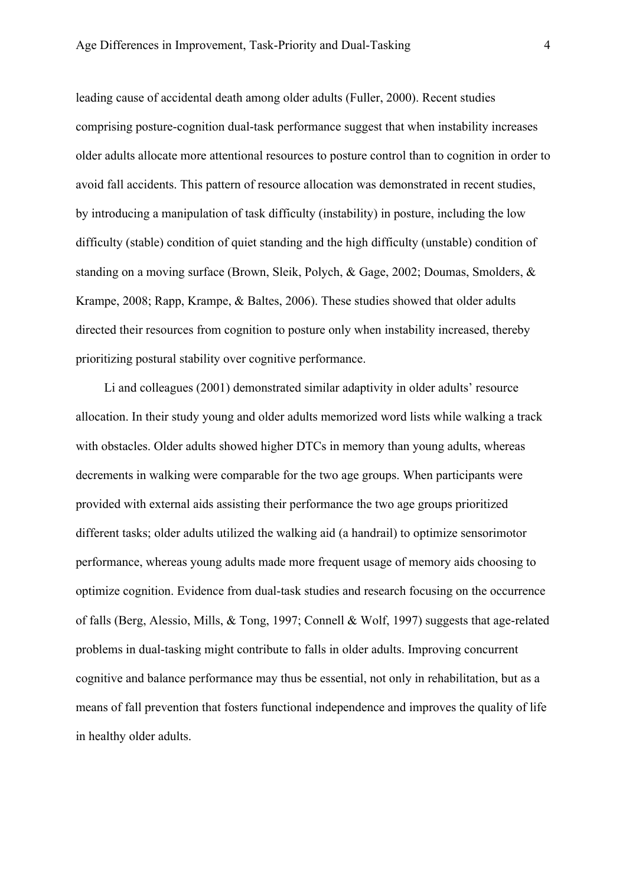leading cause of accidental death among older adults (Fuller, 2000). Recent studies comprising posture-cognition dual-task performance suggest that when instability increases older adults allocate more attentional resources to posture control than to cognition in order to avoid fall accidents. This pattern of resource allocation was demonstrated in recent studies, by introducing a manipulation of task difficulty (instability) in posture, including the low difficulty (stable) condition of quiet standing and the high difficulty (unstable) condition of standing on a moving surface (Brown, Sleik, Polych, & Gage, 2002; Doumas, Smolders, & Krampe, 2008; Rapp, Krampe, & Baltes, 2006). These studies showed that older adults directed their resources from cognition to posture only when instability increased, thereby prioritizing postural stability over cognitive performance.

Li and colleagues (2001) demonstrated similar adaptivity in older adults' resource allocation. In their study young and older adults memorized word lists while walking a track with obstacles. Older adults showed higher DTCs in memory than young adults, whereas decrements in walking were comparable for the two age groups. When participants were provided with external aids assisting their performance the two age groups prioritized different tasks; older adults utilized the walking aid (a handrail) to optimize sensorimotor performance, whereas young adults made more frequent usage of memory aids choosing to optimize cognition. Evidence from dual-task studies and research focusing on the occurrence of falls (Berg, Alessio, Mills, & Tong, 1997; Connell & Wolf, 1997) suggests that age-related problems in dual-tasking might contribute to falls in older adults. Improving concurrent cognitive and balance performance may thus be essential, not only in rehabilitation, but as a means of fall prevention that fosters functional independence and improves the quality of life in healthy older adults.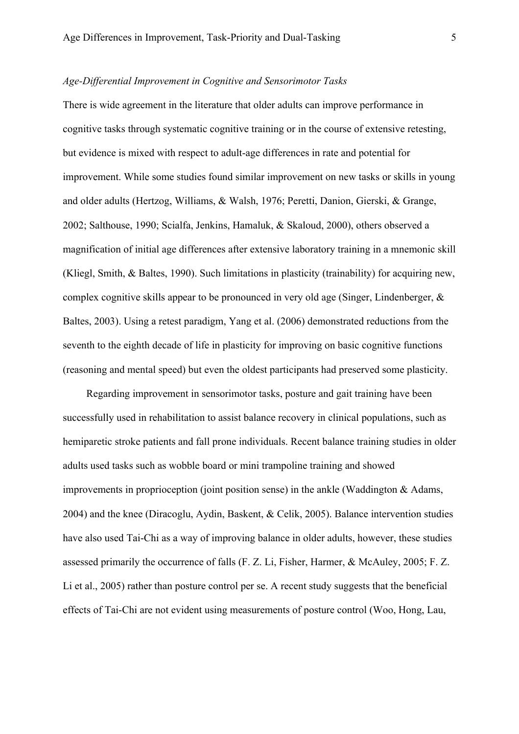*Age-Differential Improvement in Cognitive and Sensorimotor Tasks*

There is wide agreement in the literature that older adults can improve performance in cognitive tasks through systematic cognitive training or in the course of extensive retesting, but evidence is mixed with respect to adult-age differences in rate and potential for improvement. While some studies found similar improvement on new tasks or skills in young and older adults (Hertzog, Williams, & Walsh, 1976; Peretti, Danion, Gierski, & Grange, 2002; Salthouse, 1990; Scialfa, Jenkins, Hamaluk, & Skaloud, 2000), others observed a magnification of initial age differences after extensive laboratory training in a mnemonic skill (Kliegl, Smith, & Baltes, 1990). Such limitations in plasticity (trainability) for acquiring new, complex cognitive skills appear to be pronounced in very old age (Singer, Lindenberger, & Baltes, 2003). Using a retest paradigm, Yang et al. (2006) demonstrated reductions from the seventh to the eighth decade of life in plasticity for improving on basic cognitive functions (reasoning and mental speed) but even the oldest participants had preserved some plasticity.

Regarding improvement in sensorimotor tasks, posture and gait training have been successfully used in rehabilitation to assist balance recovery in clinical populations, such as hemiparetic stroke patients and fall prone individuals. Recent balance training studies in older adults used tasks such as wobble board or mini trampoline training and showed improvements in proprioception (joint position sense) in the ankle (Waddington & Adams, 2004) and the knee (Diracoglu, Aydin, Baskent, & Celik, 2005). Balance intervention studies have also used Tai-Chi as a way of improving balance in older adults, however, these studies assessed primarily the occurrence of falls (F. Z. Li, Fisher, Harmer, & McAuley, 2005; F. Z. Li et al., 2005) rather than posture control per se. A recent study suggests that the beneficial effects of Tai-Chi are not evident using measurements of posture control (Woo, Hong, Lau,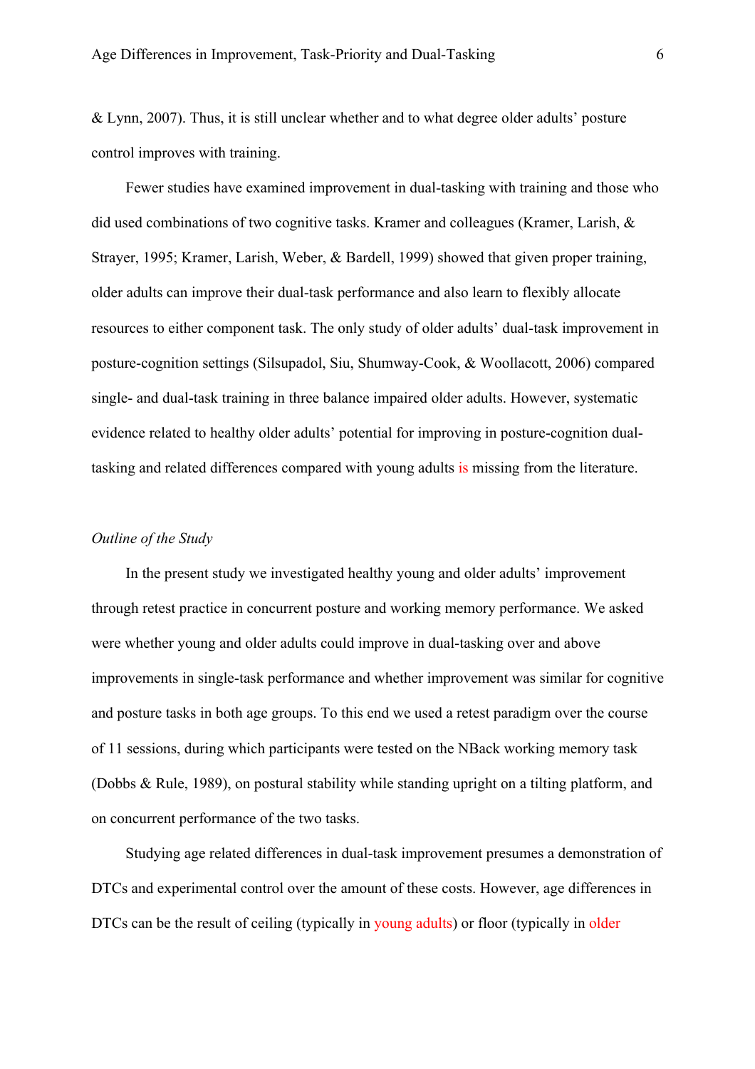& Lynn, 2007). Thus, it is still unclear whether and to what degree older adults' posture control improves with training.

Fewer studies have examined improvement in dual-tasking with training and those who did used combinations of two cognitive tasks. Kramer and colleagues (Kramer, Larish, & Strayer, 1995; Kramer, Larish, Weber, & Bardell, 1999) showed that given proper training, older adults can improve their dual-task performance and also learn to flexibly allocate resources to either component task. The only study of older adults' dual-task improvement in posture-cognition settings (Silsupadol, Siu, Shumway-Cook, & Woollacott, 2006) compared single- and dual-task training in three balance impaired older adults. However, systematic evidence related to healthy older adults' potential for improving in posture-cognition dual-tasking and related differences compared with young adults is missing from the literature.

*Outline of the Study*

In the present study we investigated healthy young and older adults' improvement through retest practice in concurrent posture and working memory performance. We asked were whether young and older adults could improve in dual-tasking over and above improvements in single-task performance and whether improvement was similar for cognitive and posture tasks in both age groups. To this end we used a retest paradigm over the course of 11 sessions, during which participants were tested on the NBack working memory task (Dobbs & Rule, 1989), on postural stability while standing upright on a tilting platform, and on concurrent performance of the two tasks.

Studying age related differences in dual-task improvement presumes a demonstration of DTCs and experimental control over the amount of these costs. However, age differences in DTCs can be the result of ceiling (typically in young adults) or floor (typically in older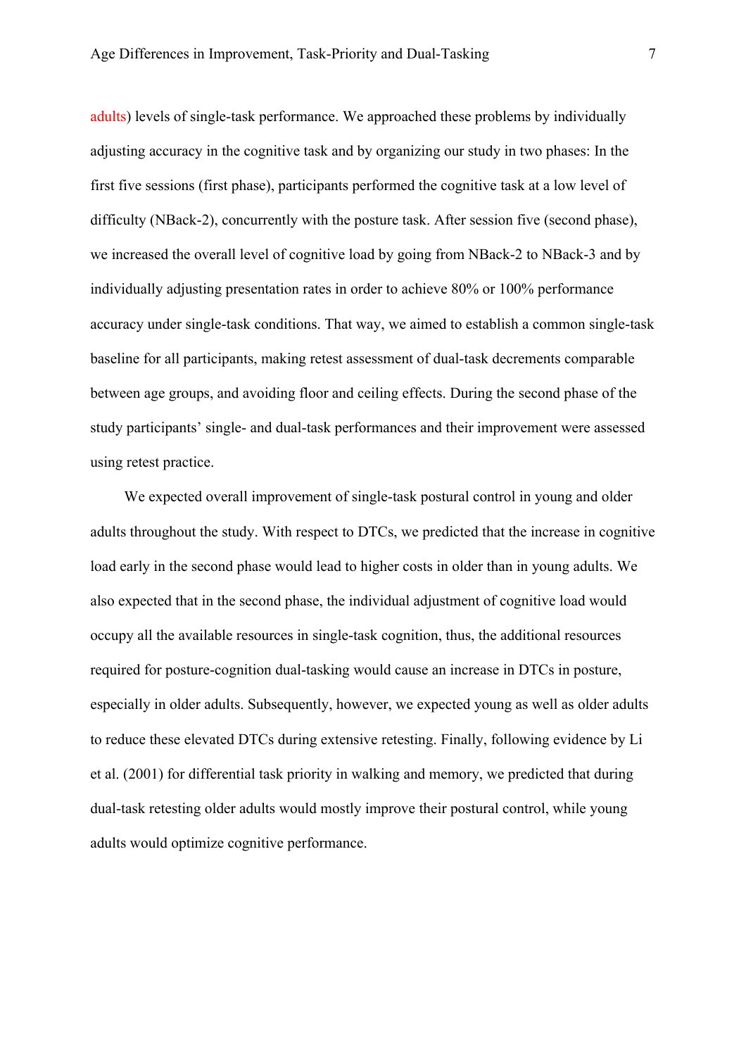adults) levels of single-task performance. We approached these problems by individually adjusting accuracy in the cognitive task and by organizing our study in two phases: In the first five sessions (first phase), participants performed the cognitive task at a low level of difficulty (NBack-2), concurrently with the posture task. After session five (second phase), we increased the overall level of cognitive load by going from NBack-2 to NBack-3 and by individually adjusting presentation rates in order to achieve 80% or 100% performance accuracy under single-task conditions. That way, we aimed to establish a common single-task baseline for all participants, making retest assessment of dual-task decrements comparable between age groups, and avoiding floor and ceiling effects. During the second phase of the study participants' single- and dual-task performances and their improvement were assessed using retest practice.

We expected overall improvement of single-task postural control in young and older adults throughout the study. With respect to DTCs, we predicted that the increase in cognitive load early in the second phase would lead to higher costs in older than in young adults. We also expected that in the second phase, the individual adjustment of cognitive load would occupy all the available resources in single-task cognition, thus, the additional resources required for posture-cognition dual-tasking would cause an increase in DTCs in posture, especially in older adults. Subsequently, however, we expected young as well as older adults to reduce these elevated DTCs during extensive retesting. Finally, following evidence by Li et al. (2001) for differential task priority in walking and memory, we predicted that during dual-task retesting older adults would mostly improve their postural control, while young adults would optimize cognitive performance.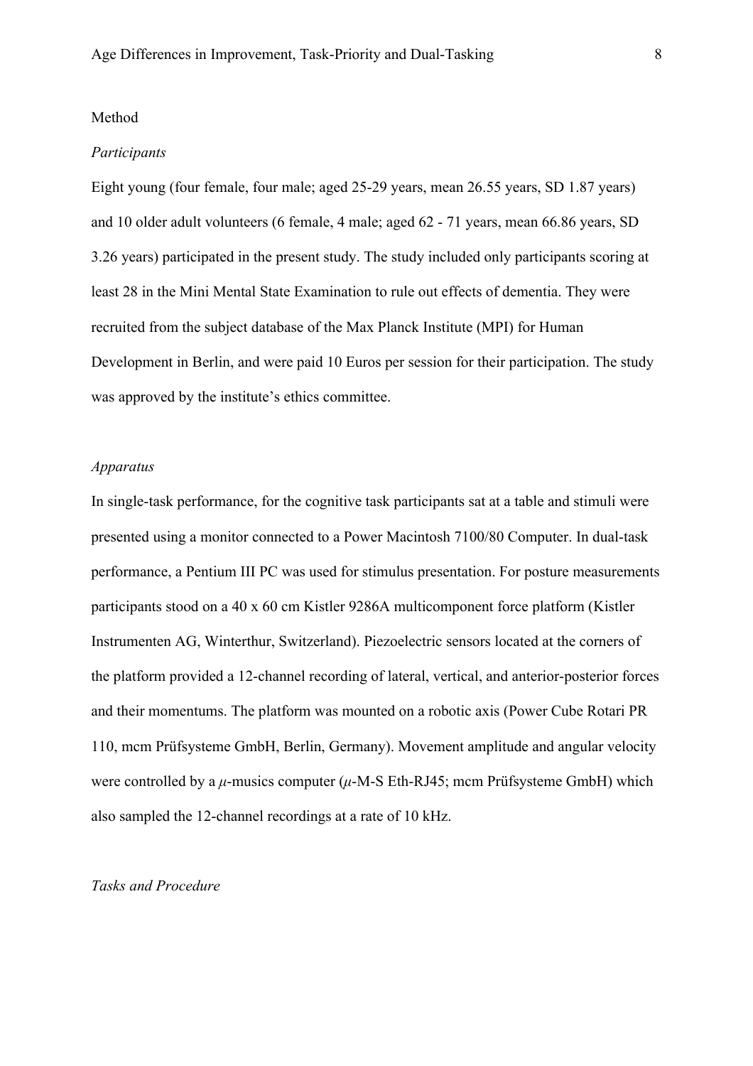# Method

### *Participants*

Eight young (four female, four male; aged 25-29 years, mean 26.55 years, SD 1.87 years) and 10 older adult volunteers (6 female, 4 male; aged 62 - 71 years, mean 66.86 years, SD 3.26 years) participated in the present study. The study included only participants scoring at least 28 in the Mini Mental State Examination to rule out effects of dementia. They were recruited from the subject database of the Max Planck Institute (MPI) for Human Development in Berlin, and were paid 10 Euros per session for their participation. The study was approved by the institute's ethics committee.

### *Apparatus*

In single-task performance, for the cognitive task participants sat at a table and stimuli were presented using a monitor connected to a Power Macintosh 7100/80 Computer. In dual-task performance, a Pentium III PC was used for stimulus presentation. For posture measurements participants stood on a 40 x 60 cm Kistler 9286A multicomponent force platform (Kistler Instrumenten AG, Winterthur, Switzerland). Piezoelectric sensors located at the corners of the platform provided a 12-channel recording of lateral, vertical, and anterior-posterior forces and their momentums. The platform was mounted on a robotic axis (Power Cube Rotari PR 110, mcm Prüfsysteme GmbH, Berlin, Germany). Movement amplitude and angular velocity were controlled by a $\mu$-musics computer ($\mu$-M-S Eth-RJ45; mcm Prüfsysteme GmbH) which also sampled the 12-channel recordings at a rate of 10 kHz.

### *Tasks and Procedure*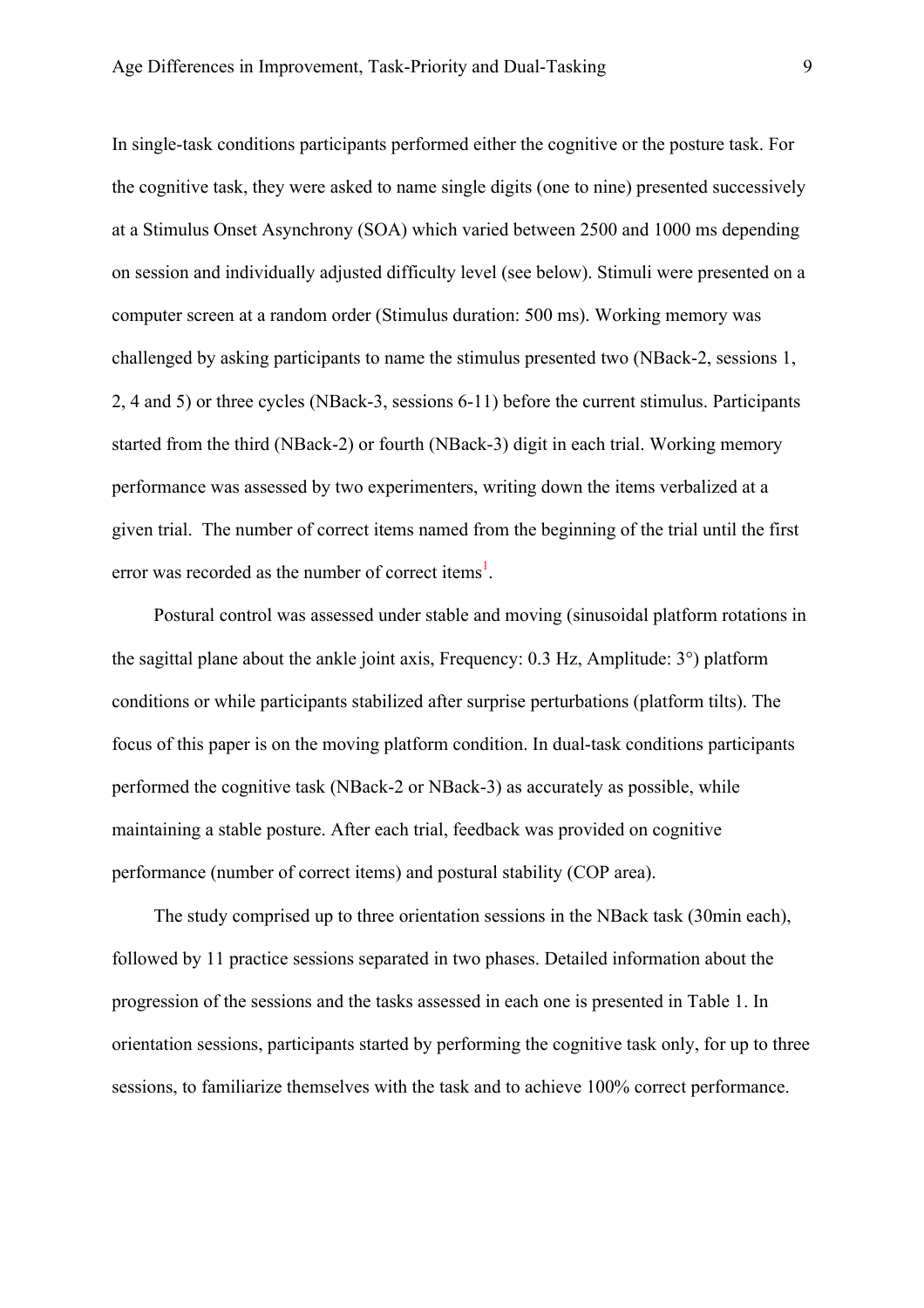In single-task conditions participants performed either the cognitive or the posture task. For the cognitive task, they were asked to name single digits (one to nine) presented successively at a Stimulus Onset Asynchrony (SOA) which varied between 2500 and 1000 ms depending on session and individually adjusted difficulty level (see below). Stimuli were presented on a computer screen at a random order (Stimulus duration: 500 ms). Working memory was challenged by asking participants to name the stimulus presented two (NBack-2, sessions 1, 2, 4 and 5) or three cycles (NBack-3, sessions 6-11) before the current stimulus. Participants started from the third (NBack-2) or fourth (NBack-3) digit in each trial. Working memory performance was assessed by two experimenters, writing down the items verbalized at a given trial. The number of correct items named from the beginning of the trial until the first error was recorded as the number of correct items[1].

Postural control was assessed under stable and moving (sinusoidal platform rotations in the sagittal plane about the ankle joint axis, Frequency: 0.3 Hz, Amplitude: 3°) platform conditions or while participants stabilized after surprise perturbations (platform tilts). The focus of this paper is on the moving platform condition. In dual-task conditions participants performed the cognitive task (NBack-2 or NBack-3) as accurately as possible, while maintaining a stable posture. After each trial, feedback was provided on cognitive performance (number of correct items) and postural stability (COP area).

The study comprised up to three orientation sessions in the NBack task (30min each), followed by 11 practice sessions separated in two phases. Detailed information about the progression of the sessions and the tasks assessed in each one is presented in Table 1. In orientation sessions, participants started by performing the cognitive task only, for up to three sessions, to familiarize themselves with the task and to achieve 100% correct performance.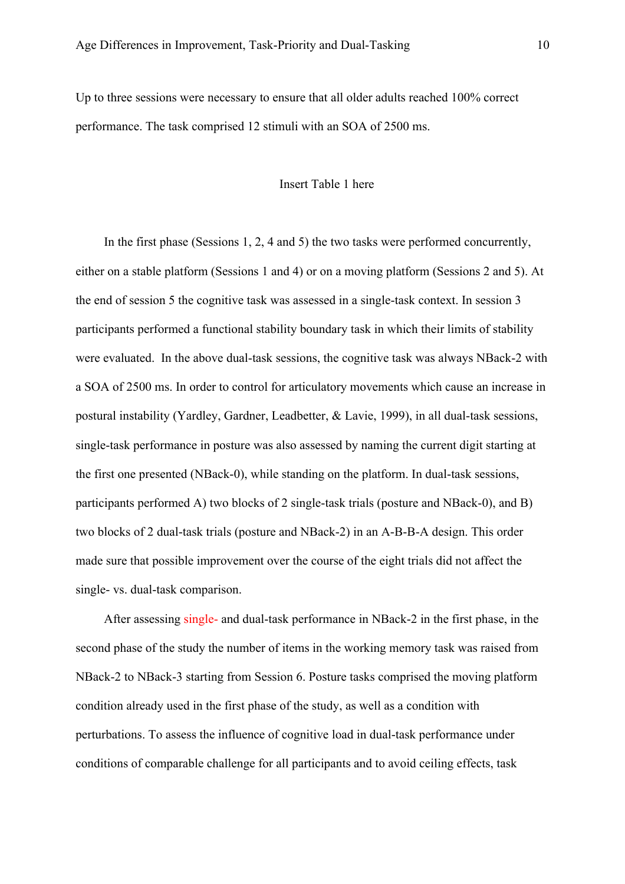Up to three sessions were necessary to ensure that all older adults reached 100% correct performance. The task comprised 12 stimuli with an SOA of 2500 ms.

Insert Table 1 here

In the first phase (Sessions 1, 2, 4 and 5) the two tasks were performed concurrently, either on a stable platform (Sessions 1 and 4) or on a moving platform (Sessions 2 and 5). At the end of session 5 the cognitive task was assessed in a single-task context. In session 3 participants performed a functional stability boundary task in which their limits of stability were evaluated. In the above dual-task sessions, the cognitive task was always NBack-2 with a SOA of 2500 ms. In order to control for articulatory movements which cause an increase in postural instability (Yardley, Gardner, Leadbetter, & Lavie, 1999), in all dual-task sessions, single-task performance in posture was also assessed by naming the current digit starting at the first one presented (NBack-0), while standing on the platform. In dual-task sessions, participants performed A) two blocks of 2 single-task trials (posture and NBack-0), and B) two blocks of 2 dual-task trials (posture and NBack-2) in an A-B-B-A design. This order made sure that possible improvement over the course of the eight trials did not affect the single- vs. dual-task comparison.

After assessing single- and dual-task performance in NBack-2 in the first phase, in the second phase of the study the number of items in the working memory task was raised from NBack-2 to NBack-3 starting from Session 6. Posture tasks comprised the moving platform condition already used in the first phase of the study, as well as a condition with perturbations. To assess the influence of cognitive load in dual-task performance under conditions of comparable challenge for all participants and to avoid ceiling effects, task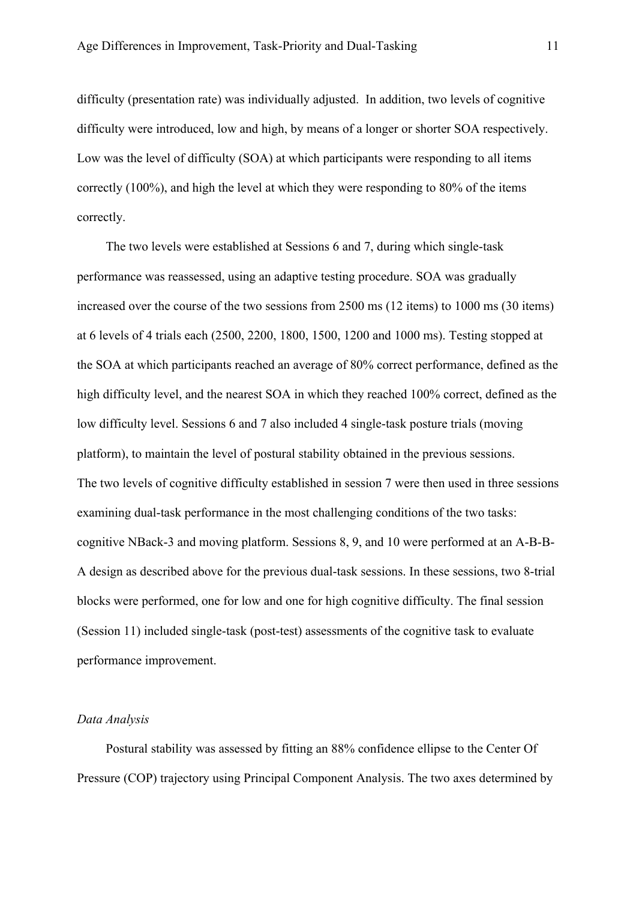difficulty (presentation rate) was individually adjusted. In addition, two levels of cognitive difficulty were introduced, low and high, by means of a longer or shorter SOA respectively. Low was the level of difficulty (SOA) at which participants were responding to all items correctly (100%), and high the level at which they were responding to 80% of the items correctly.

The two levels were established at Sessions 6 and 7, during which single-task performance was reassessed, using an adaptive testing procedure. SOA was gradually increased over the course of the two sessions from 2500 ms (12 items) to 1000 ms (30 items) at 6 levels of 4 trials each (2500, 2200, 1800, 1500, 1200 and 1000 ms). Testing stopped at the SOA at which participants reached an average of 80% correct performance, defined as the high difficulty level, and the nearest SOA in which they reached 100% correct, defined as the low difficulty level. Sessions 6 and 7 also included 4 single-task posture trials (moving platform), to maintain the level of postural stability obtained in the previous sessions. The two levels of cognitive difficulty established in session 7 were then used in three sessions examining dual-task performance in the most challenging conditions of the two tasks: cognitive NBack-3 and moving platform. Sessions 8, 9, and 10 were performed at an A-B-B-A design as described above for the previous dual-task sessions. In these sessions, two 8-trial blocks were performed, one for low and one for high cognitive difficulty. The final session (Session 11) included single-task (post-test) assessments of the cognitive task to evaluate performance improvement.

*Data Analysis*

Postural stability was assessed by fitting an 88% confidence ellipse to the Center Of Pressure (COP) trajectory using Principal Component Analysis. The two axes determined by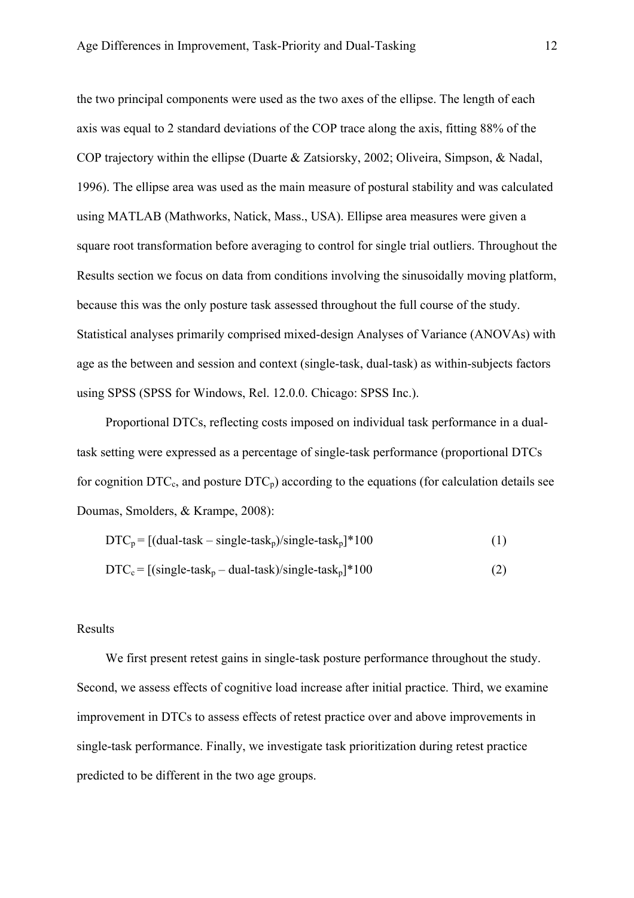the two principal components were used as the two axes of the ellipse. The length of each axis was equal to 2 standard deviations of the COP trace along the axis, fitting 88% of the COP trajectory within the ellipse (Duarte & Zatsiorsky, 2002; Oliveira, Simpson, & Nadal, 1996). The ellipse area was used as the main measure of postural stability and was calculated using MATLAB (Mathworks, Natick, Mass., USA). Ellipse area measures were given a square root transformation before averaging to control for single trial outliers. Throughout the Results section we focus on data from conditions involving the sinusoidally moving platform, because this was the only posture task assessed throughout the full course of the study. Statistical analyses primarily comprised mixed-design Analyses of Variance (ANOVAs) with age as the between and session and context (single-task, dual-task) as within-subjects factors using SPSS (SPSS for Windows, Rel. 12.0.0. Chicago: SPSS Inc.).

Proportional DTCs, reflecting costs imposed on individual task performance in a dual-task setting were expressed as a percentage of single-task performance (proportional DTCs for cognition $DTC_c$, and posture $DTC_p$) according to the equations (for calculation details see Doumas, Smolders, & Krampe, 2008):

$$DTC_p = [(\text{dual-task} - \text{single-task}_p)/\text{single-task}_p]*100 \qquad (1)$$

$$DTC_c = [(\text{single-task}_p - \text{dual-task})/\text{single-task}_p]*100 \qquad (2)$$

## Results

We first present retest gains in single-task posture performance throughout the study. Second, we assess effects of cognitive load increase after initial practice. Third, we examine improvement in DTCs to assess effects of retest practice over and above improvements in single-task performance. Finally, we investigate task prioritization during retest practice predicted to be different in the two age groups.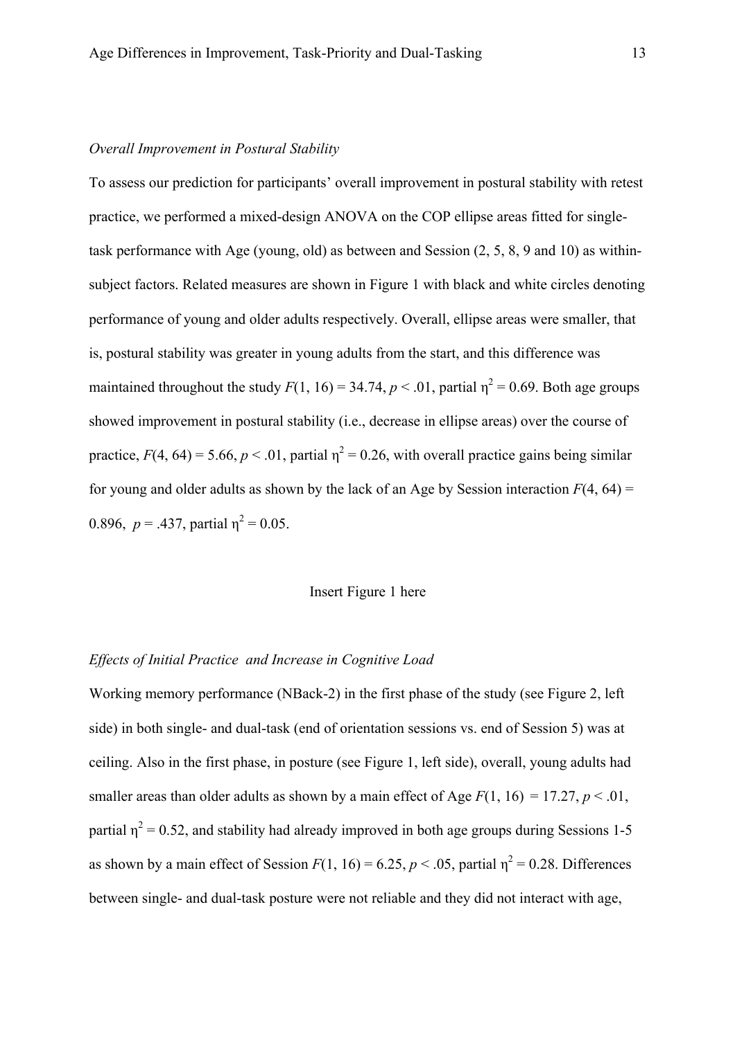*Overall Improvement in Postural Stability*

To assess our prediction for participants' overall improvement in postural stability with retest practice, we performed a mixed-design ANOVA on the COP ellipse areas fitted for single-task performance with Age (young, old) as between and Session (2, 5, 8, 9 and 10) as within-subject factors. Related measures are shown in Figure 1 with black and white circles denoting performance of young and older adults respectively. Overall, ellipse areas were smaller, that is, postural stability was greater in young adults from the start, and this difference was maintained throughout the study $F(1, 16) = 34.74$, $p < .01$, partial $\eta^2 = 0.69$. Both age groups showed improvement in postural stability (i.e., decrease in ellipse areas) over the course of practice, $F(4, 64) = 5.66$, $p < .01$, partial $\eta^2 = 0.26$, with overall practice gains being similar for young and older adults as shown by the lack of an Age by Session interaction $F(4, 64) = 0.896$, $p = .437$, partial $\eta^2 = 0.05$.

Insert Figure 1 here

*Effects of Initial Practice and Increase in Cognitive Load*

Working memory performance (NBack-2) in the first phase of the study (see Figure 2, left side) in both single- and dual-task (end of orientation sessions vs. end of Session 5) was at ceiling. Also in the first phase, in posture (see Figure 1, left side), overall, young adults had smaller areas than older adults as shown by a main effect of Age $F(1, 16) = 17.27$, $p < .01$, partial $\eta^2 = 0.52$, and stability had already improved in both age groups during Sessions 1-5 as shown by a main effect of Session $F(1, 16) = 6.25$, $p < .05$, partial $\eta^2 = 0.28$. Differences between single- and dual-task posture were not reliable and they did not interact with age,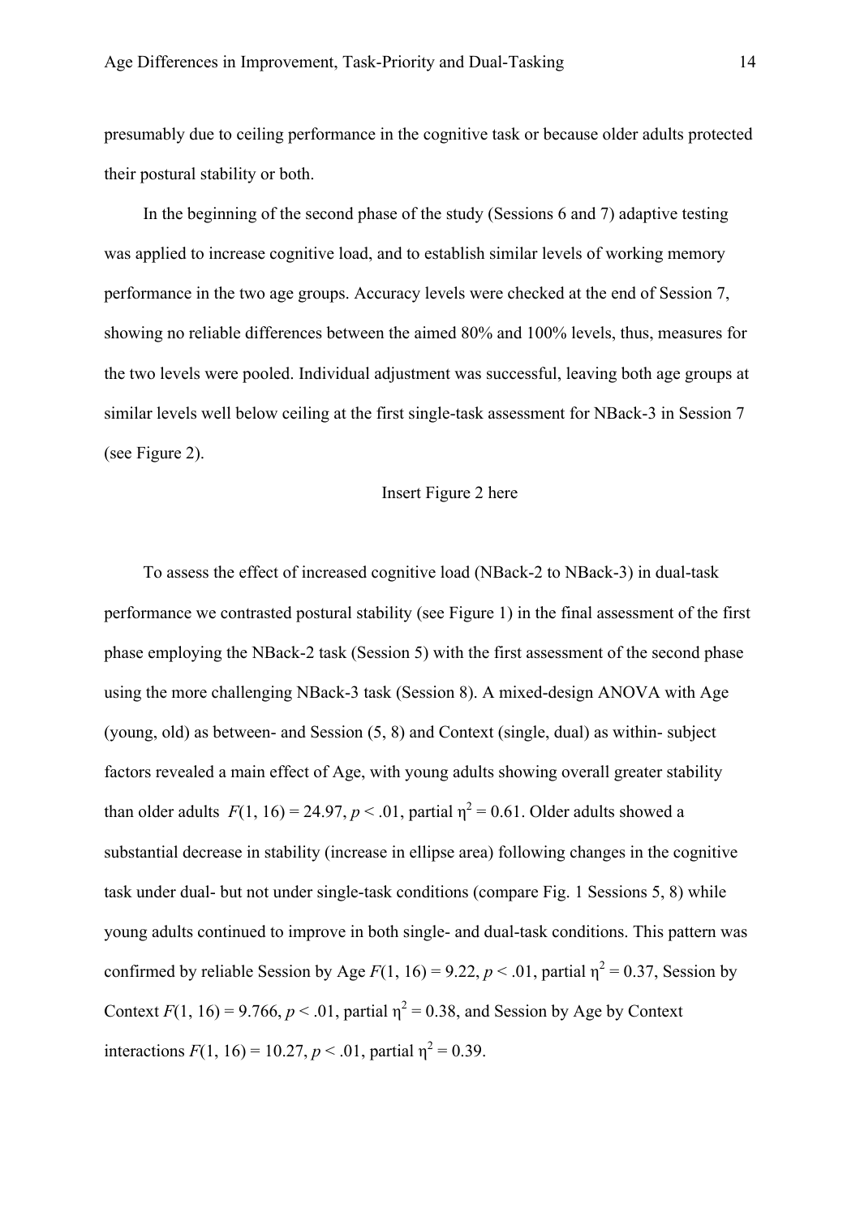presumably due to ceiling performance in the cognitive task or because older adults protected their postural stability or both.

In the beginning of the second phase of the study (Sessions 6 and 7) adaptive testing was applied to increase cognitive load, and to establish similar levels of working memory performance in the two age groups. Accuracy levels were checked at the end of Session 7, showing no reliable differences between the aimed 80% and 100% levels, thus, measures for the two levels were pooled. Individual adjustment was successful, leaving both age groups at similar levels well below ceiling at the first single-task assessment for NBack-3 in Session 7 (see Figure 2).

Insert Figure 2 here

To assess the effect of increased cognitive load (NBack-2 to NBack-3) in dual-task performance we contrasted postural stability (see Figure 1) in the final assessment of the first phase employing the NBack-2 task (Session 5) with the first assessment of the second phase using the more challenging NBack-3 task (Session 8). A mixed-design ANOVA with Age (young, old) as between- and Session (5, 8) and Context (single, dual) as within- subject factors revealed a main effect of Age, with young adults showing overall greater stability than older adults $F(1, 16) = 24.97$, $p < .01$, partial $\eta^2 = 0.61$. Older adults showed a substantial decrease in stability (increase in ellipse area) following changes in the cognitive task under dual- but not under single-task conditions (compare Fig. 1 Sessions 5, 8) while young adults continued to improve in both single- and dual-task conditions. This pattern was confirmed by reliable Session by Age $F(1, 16) = 9.22$, $p < .01$, partial $\eta^2 = 0.37$, Session by Context $F(1, 16) = 9.766$, $p < .01$, partial $\eta^2 = 0.38$, and Session by Age by Context interactions $F(1, 16) = 10.27$, $p < .01$, partial $\eta^2 = 0.39$.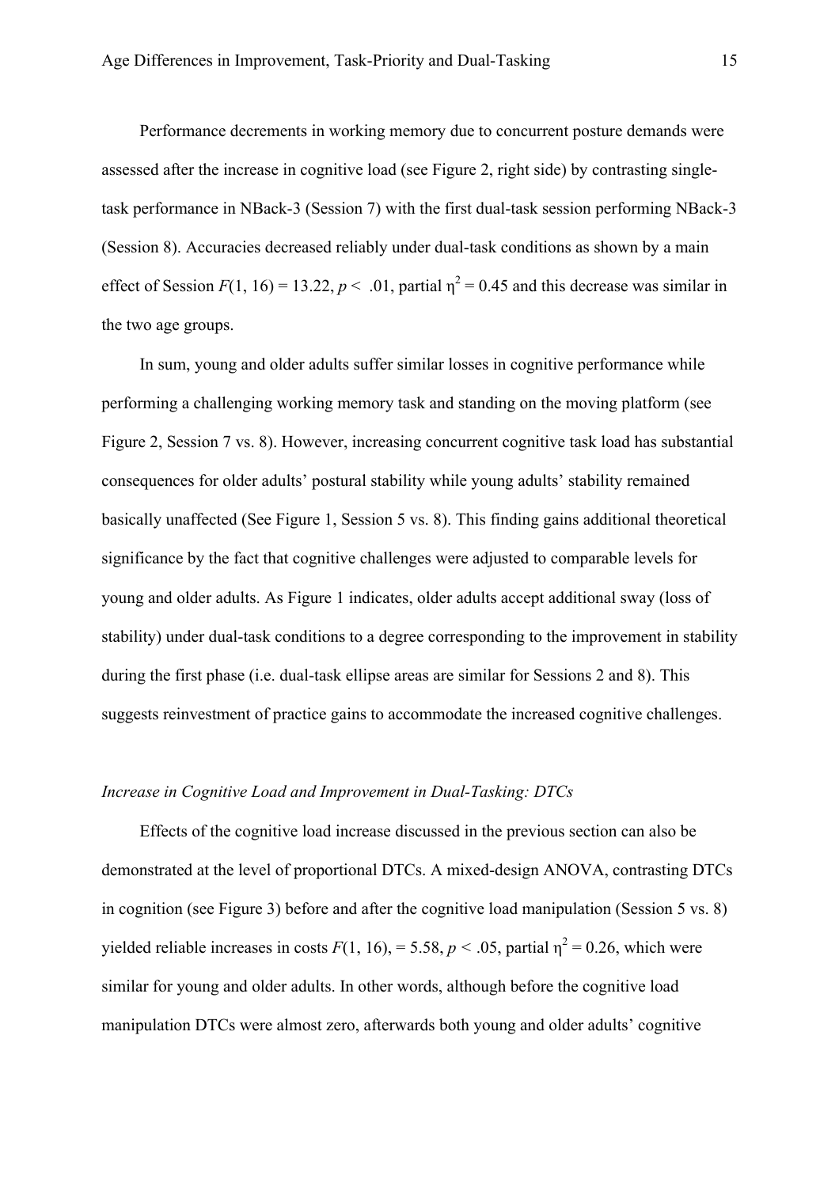Performance decrements in working memory due to concurrent posture demands were assessed after the increase in cognitive load (see Figure 2, right side) by contrasting single-task performance in NBack-3 (Session 7) with the first dual-task session performing NBack-3 (Session 8). Accuracies decreased reliably under dual-task conditions as shown by a main effect of Session $F(1, 16) = 13.22$, $p < .01$, partial $\eta^2 = 0.45$ and this decrease was similar in the two age groups.

In sum, young and older adults suffer similar losses in cognitive performance while performing a challenging working memory task and standing on the moving platform (see Figure 2, Session 7 vs. 8). However, increasing concurrent cognitive task load has substantial consequences for older adults' postural stability while young adults' stability remained basically unaffected (See Figure 1, Session 5 vs. 8). This finding gains additional theoretical significance by the fact that cognitive challenges were adjusted to comparable levels for young and older adults. As Figure 1 indicates, older adults accept additional sway (loss of stability) under dual-task conditions to a degree corresponding to the improvement in stability during the first phase (i.e. dual-task ellipse areas are similar for Sessions 2 and 8). This suggests reinvestment of practice gains to accommodate the increased cognitive challenges.

*Increase in Cognitive Load and Improvement in Dual-Tasking: DTCs*

Effects of the cognitive load increase discussed in the previous section can also be demonstrated at the level of proportional DTCs. A mixed-design ANOVA, contrasting DTCs in cognition (see Figure 3) before and after the cognitive load manipulation (Session 5 vs. 8) yielded reliable increases in costs $F(1, 16)$, $= 5.58$, $p < .05$, partial $\eta^2 = 0.26$, which were similar for young and older adults. In other words, although before the cognitive load manipulation DTCs were almost zero, afterwards both young and older adults' cognitive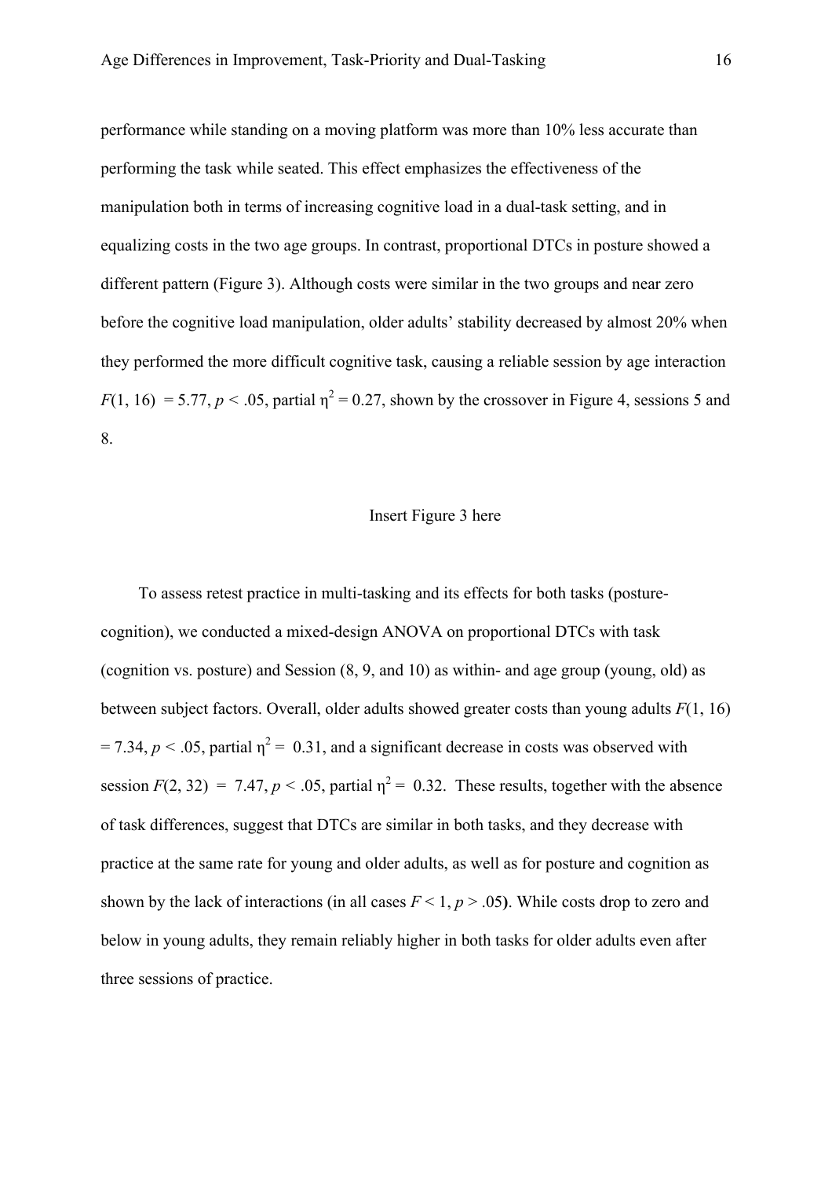performance while standing on a moving platform was more than 10% less accurate than performing the task while seated. This effect emphasizes the effectiveness of the manipulation both in terms of increasing cognitive load in a dual-task setting, and in equalizing costs in the two age groups. In contrast, proportional DTCs in posture showed a different pattern (Figure 3). Although costs were similar in the two groups and near zero before the cognitive load manipulation, older adults' stability decreased by almost 20% when they performed the more difficult cognitive task, causing a reliable session by age interaction $F(1, 16) = 5.77$, $p < .05$, partial $\eta^2 = 0.27$, shown by the crossover in Figure 4, sessions 5 and 8.

Insert Figure 3 here

To assess retest practice in multi-tasking and its effects for both tasks (posture-cognition), we conducted a mixed-design ANOVA on proportional DTCs with task (cognition vs. posture) and Session (8, 9, and 10) as within- and age group (young, old) as between subject factors. Overall, older adults showed greater costs than young adults $F(1, 16) = 7.34$, $p < .05$, partial $\eta^2 = 0.31$, and a significant decrease in costs was observed with session $F(2, 32) = 7.47$, $p < .05$, partial $\eta^2 = 0.32$. These results, together with the absence of task differences, suggest that DTCs are similar in both tasks, and they decrease with practice at the same rate for young and older adults, as well as for posture and cognition as shown by the lack of interactions (in all cases $F < 1$, $p > .05$**)**. While costs drop to zero and below in young adults, they remain reliably higher in both tasks for older adults even after three sessions of practice.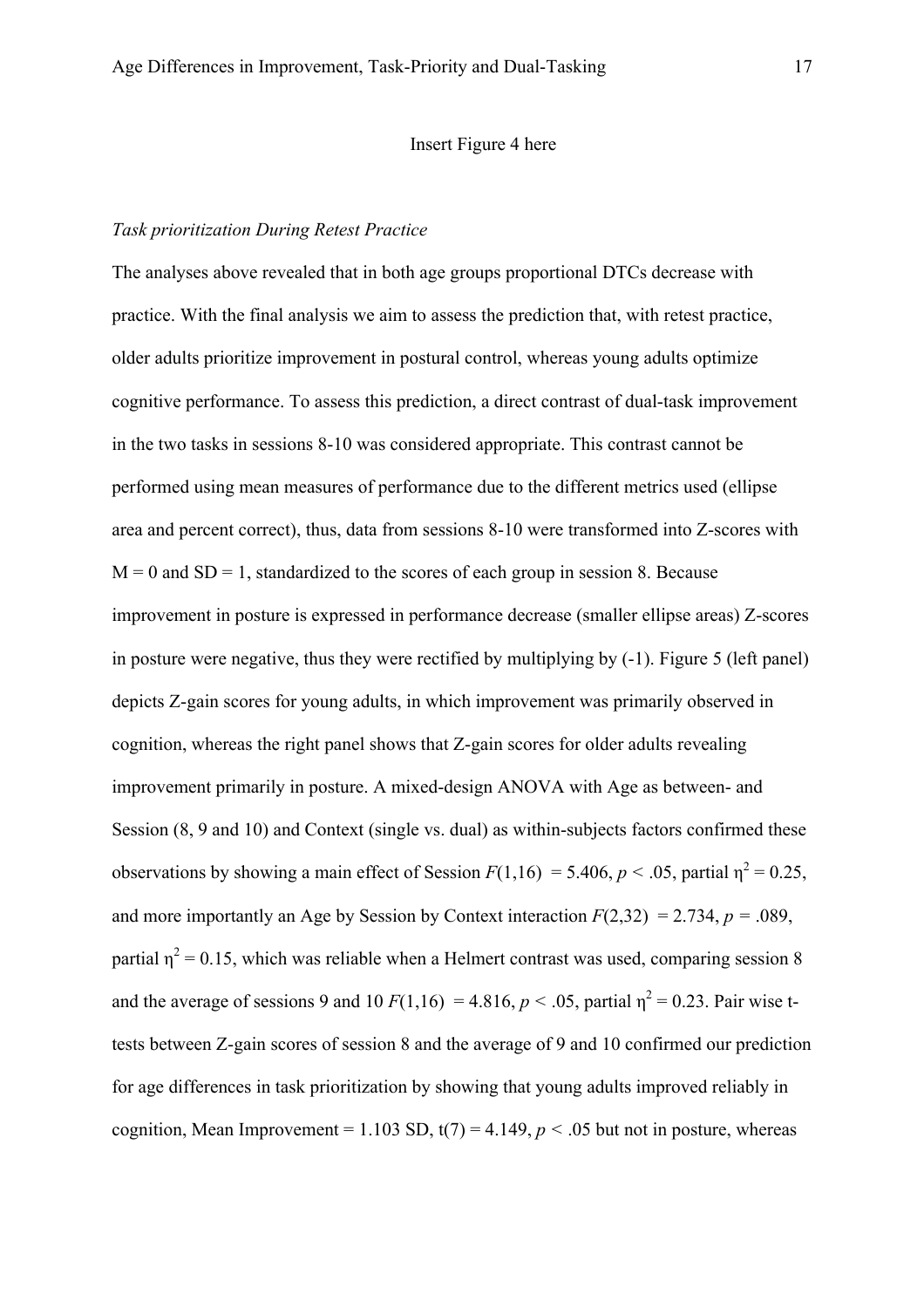Insert Figure 4 here

*Task prioritization During Retest Practice*

The analyses above revealed that in both age groups proportional DTCs decrease with practice. With the final analysis we aim to assess the prediction that, with retest practice, older adults prioritize improvement in postural control, whereas young adults optimize cognitive performance. To assess this prediction, a direct contrast of dual-task improvement in the two tasks in sessions 8-10 was considered appropriate. This contrast cannot be performed using mean measures of performance due to the different metrics used (ellipse area and percent correct), thus, data from sessions 8-10 were transformed into Z-scores with M = 0 and SD = 1, standardized to the scores of each group in session 8. Because improvement in posture is expressed in performance decrease (smaller ellipse areas) Z-scores in posture were negative, thus they were rectified by multiplying by (-1). Figure 5 (left panel) depicts Z-gain scores for young adults, in which improvement was primarily observed in cognition, whereas the right panel shows that Z-gain scores for older adults revealing improvement primarily in posture. A mixed-design ANOVA with Age as between- and Session (8, 9 and 10) and Context (single vs. dual) as within-subjects factors confirmed these observations by showing a main effect of Session $F(1,16) = 5.406$, $p < .05$, partial $\eta^2 = 0.25$, and more importantly an Age by Session by Context interaction $F(2,32) = 2.734$, $p = .089$, partial $\eta^2 = 0.15$, which was reliable when a Helmert contrast was used, comparing session 8 and the average of sessions 9 and 10 $F(1,16) = 4.816$, $p < .05$, partial $\eta^2 = 0.23$. Pair wise t-tests between Z-gain scores of session 8 and the average of 9 and 10 confirmed our prediction for age differences in task prioritization by showing that young adults improved reliably in cognition, Mean Improvement = 1.103 SD, $t(7) = 4.149$, $p < .05$ but not in posture, whereas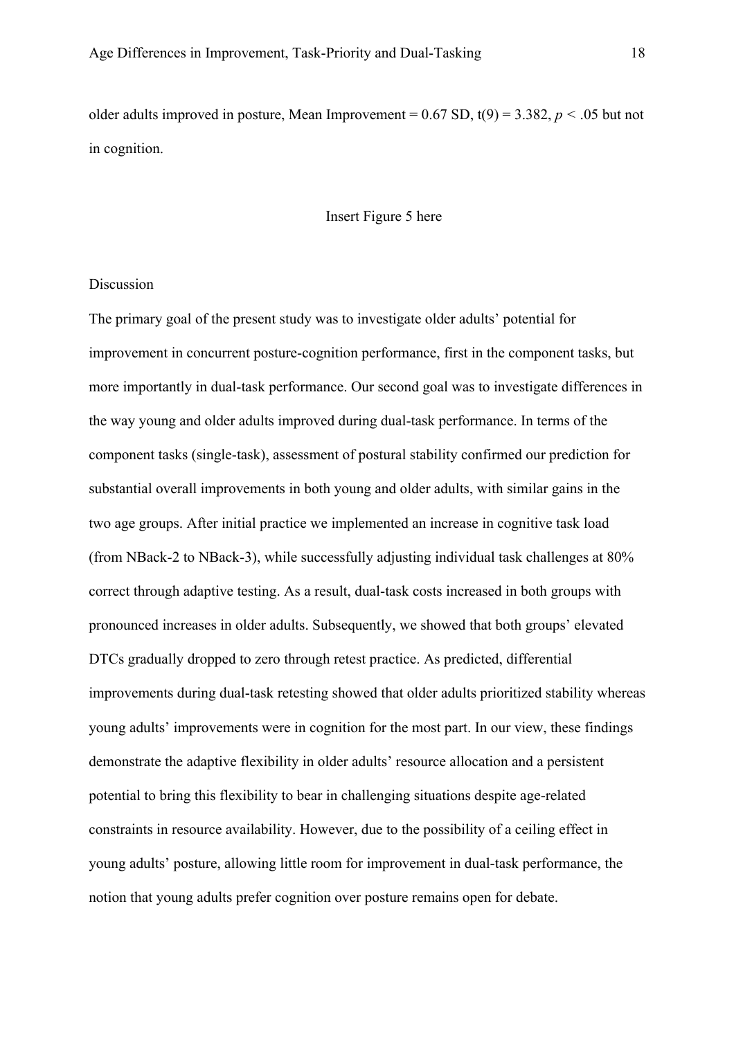older adults improved in posture, Mean Improvement = 0.67 SD, $t(9) = 3.382$, $p < .05$ but not in cognition.

Insert Figure 5 here

## Discussion

The primary goal of the present study was to investigate older adults' potential for improvement in concurrent posture-cognition performance, first in the component tasks, but more importantly in dual-task performance. Our second goal was to investigate differences in the way young and older adults improved during dual-task performance. In terms of the component tasks (single-task), assessment of postural stability confirmed our prediction for substantial overall improvements in both young and older adults, with similar gains in the two age groups. After initial practice we implemented an increase in cognitive task load (from NBack-2 to NBack-3), while successfully adjusting individual task challenges at 80% correct through adaptive testing. As a result, dual-task costs increased in both groups with pronounced increases in older adults. Subsequently, we showed that both groups' elevated DTCs gradually dropped to zero through retest practice. As predicted, differential improvements during dual-task retesting showed that older adults prioritized stability whereas young adults' improvements were in cognition for the most part. In our view, these findings demonstrate the adaptive flexibility in older adults' resource allocation and a persistent potential to bring this flexibility to bear in challenging situations despite age-related constraints in resource availability. However, due to the possibility of a ceiling effect in young adults' posture, allowing little room for improvement in dual-task performance, the notion that young adults prefer cognition over posture remains open for debate.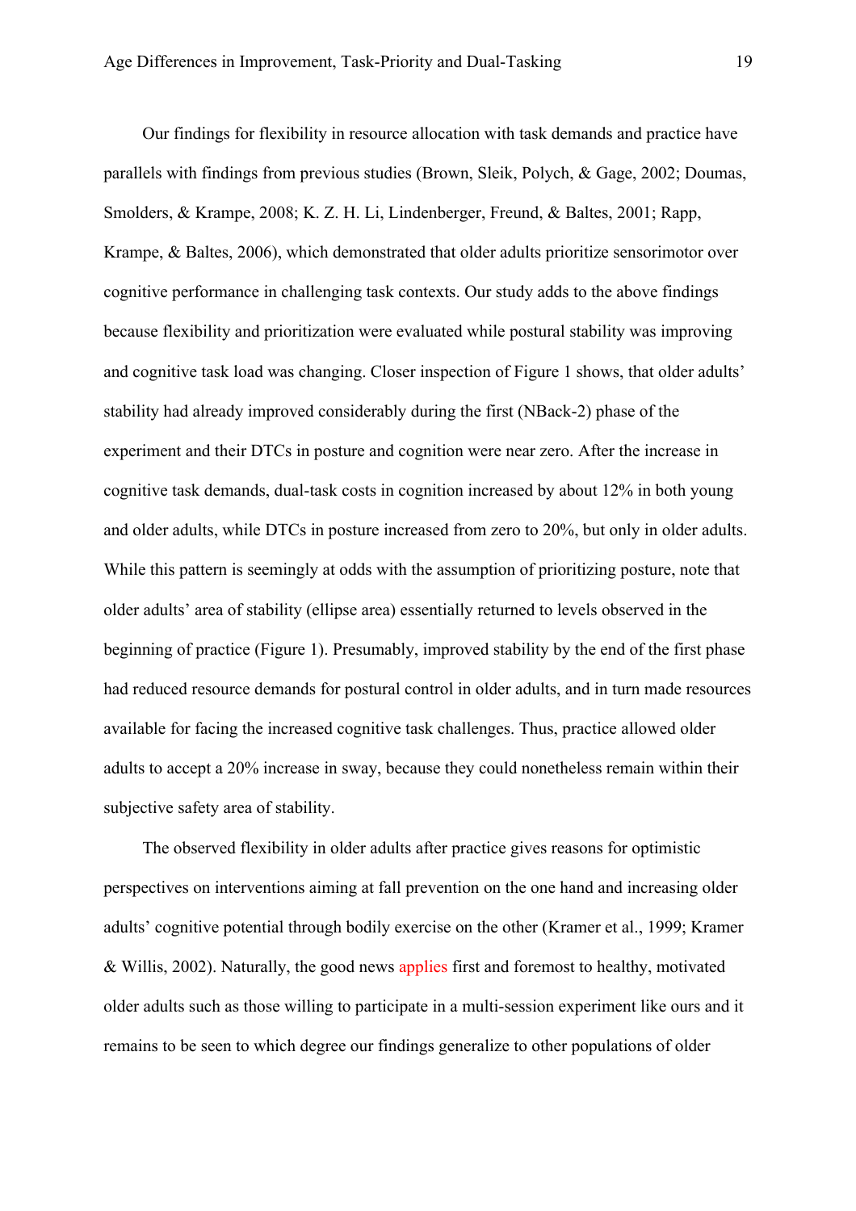Our findings for flexibility in resource allocation with task demands and practice have parallels with findings from previous studies (Brown, Sleik, Polych, & Gage, 2002; Doumas, Smolders, & Krampe, 2008; K. Z. H. Li, Lindenberger, Freund, & Baltes, 2001; Rapp, Krampe, & Baltes, 2006), which demonstrated that older adults prioritize sensorimotor over cognitive performance in challenging task contexts. Our study adds to the above findings because flexibility and prioritization were evaluated while postural stability was improving and cognitive task load was changing. Closer inspection of Figure 1 shows, that older adults' stability had already improved considerably during the first (NBack-2) phase of the experiment and their DTCs in posture and cognition were near zero. After the increase in cognitive task demands, dual-task costs in cognition increased by about 12% in both young and older adults, while DTCs in posture increased from zero to 20%, but only in older adults. While this pattern is seemingly at odds with the assumption of prioritizing posture, note that older adults' area of stability (ellipse area) essentially returned to levels observed in the beginning of practice (Figure 1). Presumably, improved stability by the end of the first phase had reduced resource demands for postural control in older adults, and in turn made resources available for facing the increased cognitive task challenges. Thus, practice allowed older adults to accept a 20% increase in sway, because they could nonetheless remain within their subjective safety area of stability.

The observed flexibility in older adults after practice gives reasons for optimistic perspectives on interventions aiming at fall prevention on the one hand and increasing older adults' cognitive potential through bodily exercise on the other (Kramer et al., 1999; Kramer & Willis, 2002). Naturally, the good news applies first and foremost to healthy, motivated older adults such as those willing to participate in a multi-session experiment like ours and it remains to be seen to which degree our findings generalize to other populations of older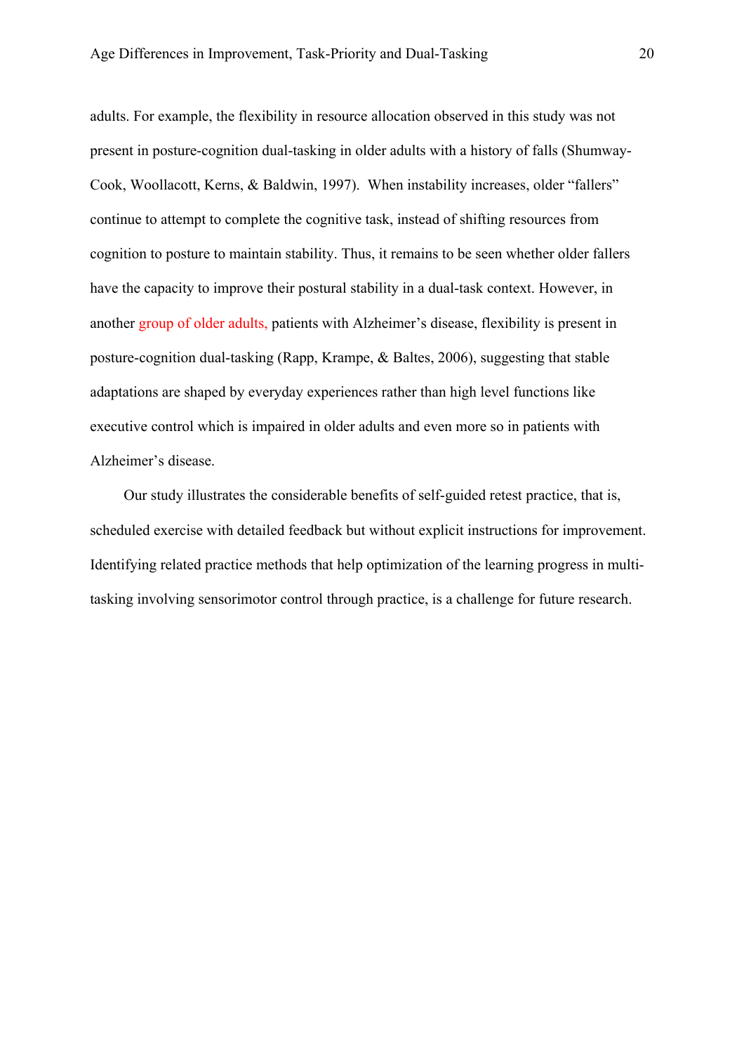adults. For example, the flexibility in resource allocation observed in this study was not present in posture-cognition dual-tasking in older adults with a history of falls (Shumway-Cook, Woollacott, Kerns, & Baldwin, 1997). When instability increases, older "fallers" continue to attempt to complete the cognitive task, instead of shifting resources from cognition to posture to maintain stability. Thus, it remains to be seen whether older fallers have the capacity to improve their postural stability in a dual-task context. However, in another group of older adults, patients with Alzheimer's disease, flexibility is present in posture-cognition dual-tasking (Rapp, Krampe, & Baltes, 2006), suggesting that stable adaptations are shaped by everyday experiences rather than high level functions like executive control which is impaired in older adults and even more so in patients with Alzheimer's disease.

Our study illustrates the considerable benefits of self-guided retest practice, that is, scheduled exercise with detailed feedback but without explicit instructions for improvement. Identifying related practice methods that help optimization of the learning progress in multi-tasking involving sensorimotor control through practice, is a challenge for future research.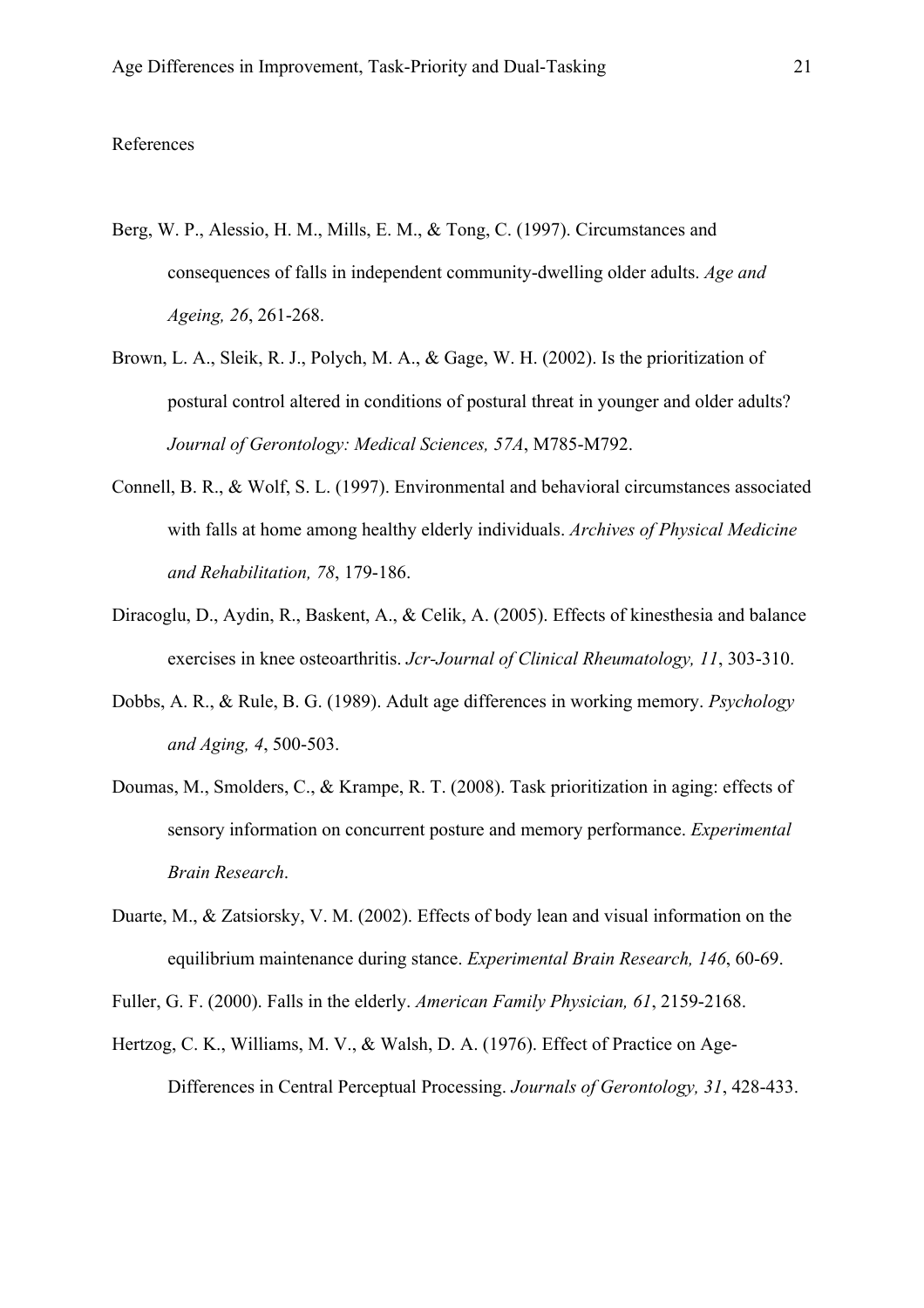References

Berg, W. P., Alessio, H. M., Mills, E. M., & Tong, C. (1997). Circumstances and consequences of falls in independent community-dwelling older adults. *Age and Ageing, 26*, 261-268.

Brown, L. A., Sleik, R. J., Polych, M. A., & Gage, W. H. (2002). Is the prioritization of postural control altered in conditions of postural threat in younger and older adults? *Journal of Gerontology: Medical Sciences, 57A*, M785-M792.

Connell, B. R., & Wolf, S. L. (1997). Environmental and behavioral circumstances associated with falls at home among healthy elderly individuals. *Archives of Physical Medicine and Rehabilitation, 78*, 179-186.

Diracoglu, D., Aydin, R., Baskent, A., & Celik, A. (2005). Effects of kinesthesia and balance exercises in knee osteoarthritis. *Jcr-Journal of Clinical Rheumatology, 11*, 303-310.

Dobbs, A. R., & Rule, B. G. (1989). Adult age differences in working memory. *Psychology and Aging, 4*, 500-503.

Doumas, M., Smolders, C., & Krampe, R. T. (2008). Task prioritization in aging: effects of sensory information on concurrent posture and memory performance. *Experimental Brain Research*.

Duarte, M., & Zatsiorsky, V. M. (2002). Effects of body lean and visual information on the equilibrium maintenance during stance. *Experimental Brain Research, 146*, 60-69.

Fuller, G. F. (2000). Falls in the elderly. *American Family Physician, 61*, 2159-2168.

Hertzog, C. K., Williams, M. V., & Walsh, D. A. (1976). Effect of Practice on Age-Differences in Central Perceptual Processing. *Journals of Gerontology, 31*, 428-433.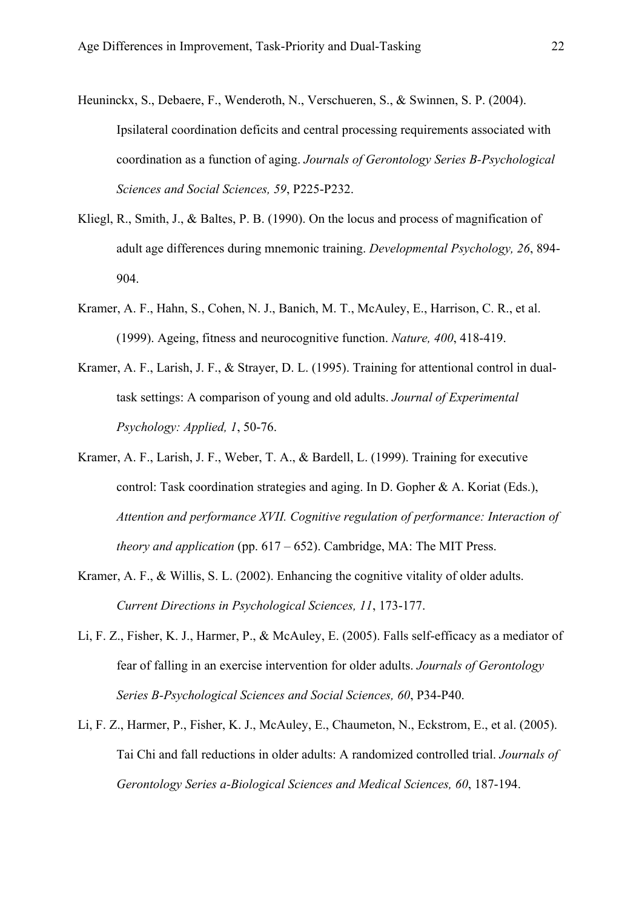Heuninckx, S., Debaere, F., Wenderoth, N., Verschueren, S., & Swinnen, S. P. (2004). Ipsilateral coordination deficits and central processing requirements associated with coordination as a function of aging. *Journals of Gerontology Series B-Psychological Sciences and Social Sciences, 59*, P225-P232.

Kliegl, R., Smith, J., & Baltes, P. B. (1990). On the locus and process of magnification of adult age differences during mnemonic training. *Developmental Psychology, 26*, 894-904.

Kramer, A. F., Hahn, S., Cohen, N. J., Banich, M. T., McAuley, E., Harrison, C. R., et al. (1999). Ageing, fitness and neurocognitive function. *Nature, 400*, 418-419.

Kramer, A. F., Larish, J. F., & Strayer, D. L. (1995). Training for attentional control in dual-task settings: A comparison of young and old adults. *Journal of Experimental Psychology: Applied, 1*, 50-76.

Kramer, A. F., Larish, J. F., Weber, T. A., & Bardell, L. (1999). Training for executive control: Task coordination strategies and aging. In D. Gopher & A. Koriat (Eds.), *Attention and performance XVII. Cognitive regulation of performance: Interaction of theory and application* (pp. 617 – 652). Cambridge, MA: The MIT Press.

Kramer, A. F., & Willis, S. L. (2002). Enhancing the cognitive vitality of older adults. *Current Directions in Psychological Sciences, 11*, 173-177.

Li, F. Z., Fisher, K. J., Harmer, P., & McAuley, E. (2005). Falls self-efficacy as a mediator of fear of falling in an exercise intervention for older adults. *Journals of Gerontology Series B-Psychological Sciences and Social Sciences, 60*, P34-P40.

Li, F. Z., Harmer, P., Fisher, K. J., McAuley, E., Chaumeton, N., Eckstrom, E., et al. (2005). Tai Chi and fall reductions in older adults: A randomized controlled trial. *Journals of Gerontology Series a-Biological Sciences and Medical Sciences, 60*, 187-194.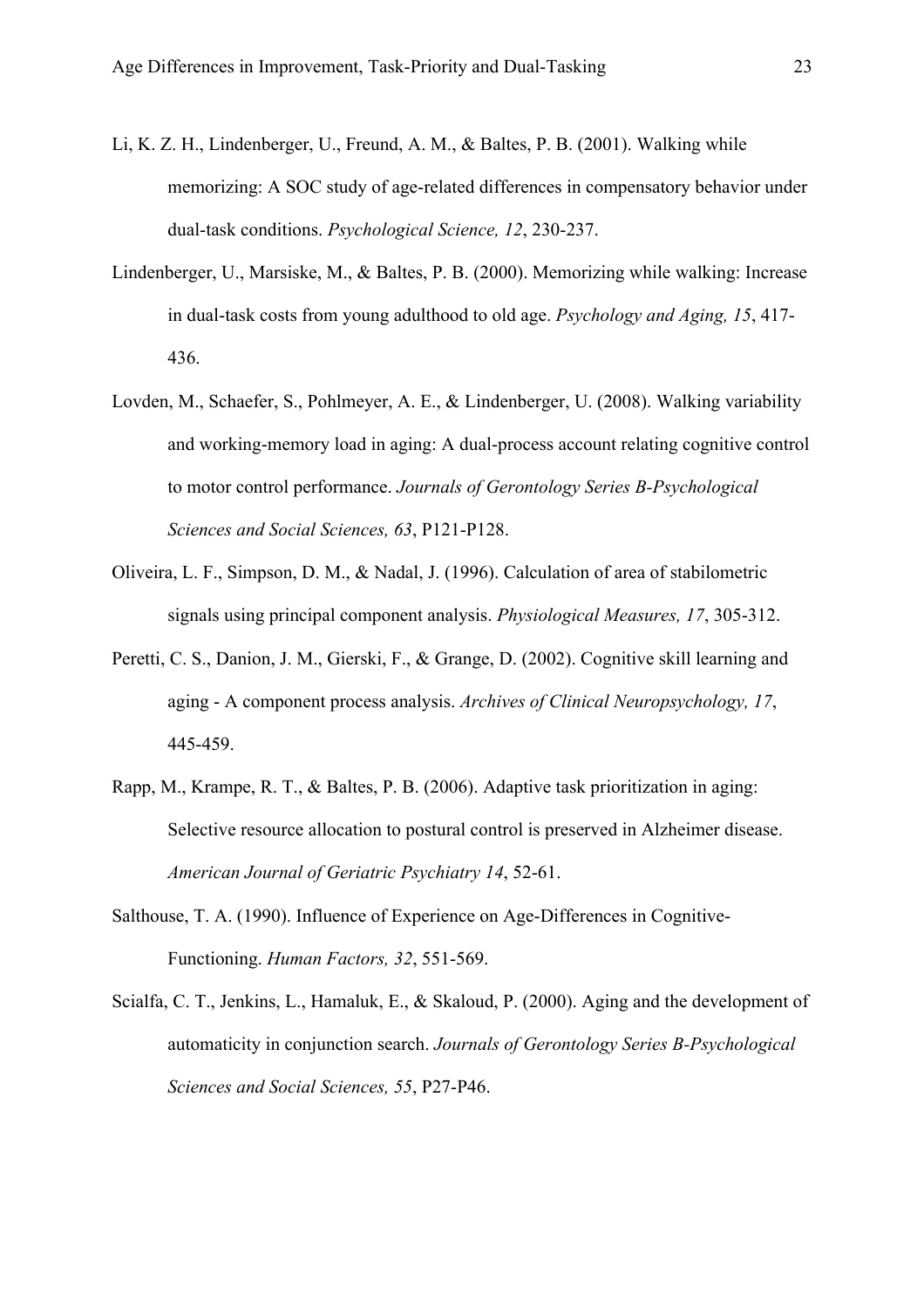Li, K. Z. H., Lindenberger, U., Freund, A. M., & Baltes, P. B. (2001). Walking while memorizing: A SOC study of age-related differences in compensatory behavior under dual-task conditions. *Psychological Science, 12*, 230-237.

Lindenberger, U., Marsiske, M., & Baltes, P. B. (2000). Memorizing while walking: Increase in dual-task costs from young adulthood to old age. *Psychology and Aging, 15*, 417-436.

Lovden, M., Schaefer, S., Pohlmeyer, A. E., & Lindenberger, U. (2008). Walking variability and working-memory load in aging: A dual-process account relating cognitive control to motor control performance. *Journals of Gerontology Series B-Psychological Sciences and Social Sciences, 63*, P121-P128.

Oliveira, L. F., Simpson, D. M., & Nadal, J. (1996). Calculation of area of stabilometric signals using principal component analysis. *Physiological Measures, 17*, 305-312.

Peretti, C. S., Danion, J. M., Gierski, F., & Grange, D. (2002). Cognitive skill learning and aging - A component process analysis. *Archives of Clinical Neuropsychology, 17*, 445-459.

Rapp, M., Krampe, R. T., & Baltes, P. B. (2006). Adaptive task prioritization in aging: Selective resource allocation to postural control is preserved in Alzheimer disease. *American Journal of Geriatric Psychiatry 14*, 52-61.

Salthouse, T. A. (1990). Influence of Experience on Age-Differences in Cognitive-Functioning. *Human Factors, 32*, 551-569.

Scialfa, C. T., Jenkins, L., Hamaluk, E., & Skaloud, P. (2000). Aging and the development of automaticity in conjunction search. *Journals of Gerontology Series B-Psychological Sciences and Social Sciences, 55*, P27-P46.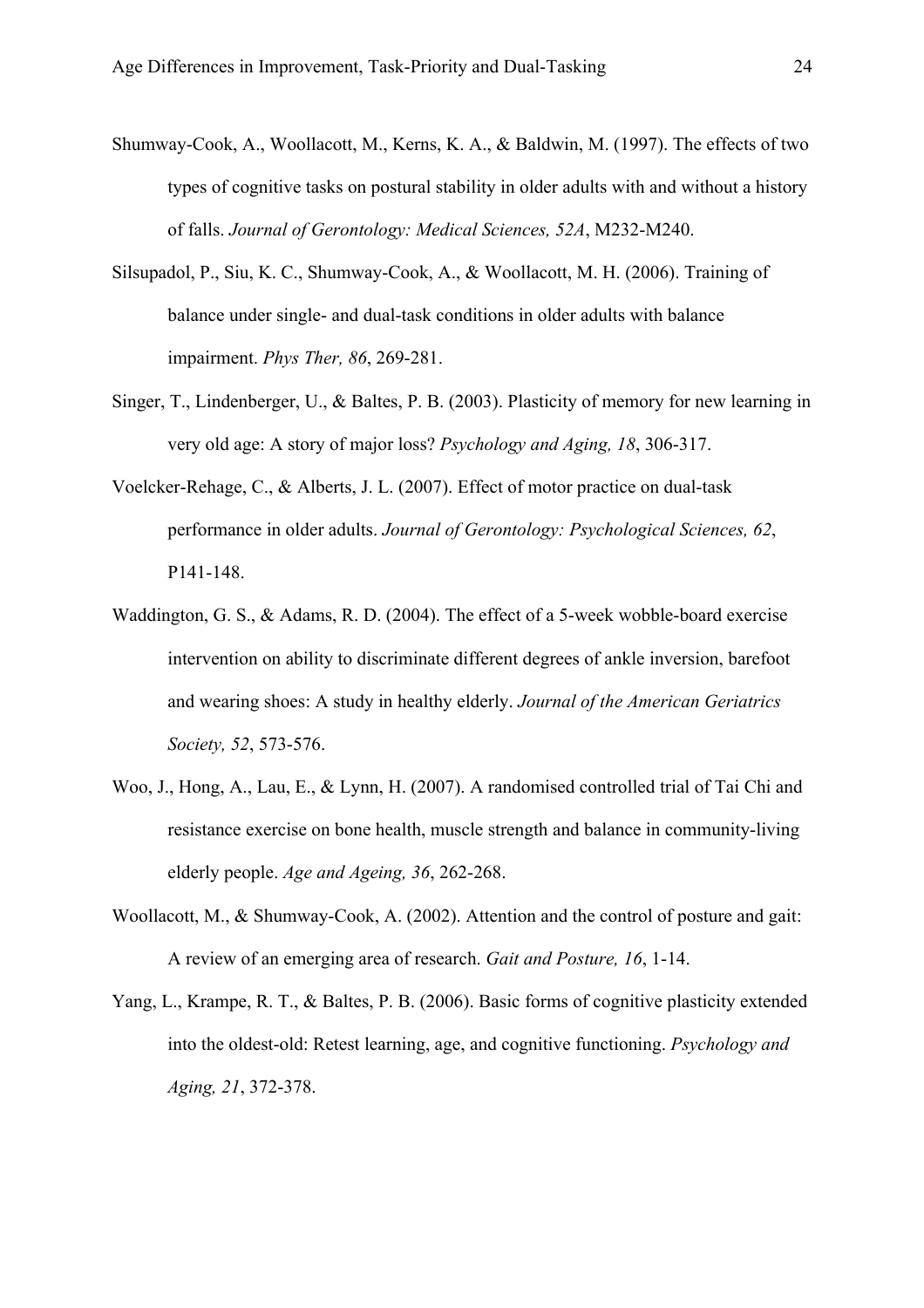Shumway-Cook, A., Woollacott, M., Kerns, K. A., & Baldwin, M. (1997). The effects of two types of cognitive tasks on postural stability in older adults with and without a history of falls. *Journal of Gerontology: Medical Sciences, 52A*, M232-M240.

Silsupadol, P., Siu, K. C., Shumway-Cook, A., & Woollacott, M. H. (2006). Training of balance under single- and dual-task conditions in older adults with balance impairment. *Phys Ther, 86*, 269-281.

Singer, T., Lindenberger, U., & Baltes, P. B. (2003). Plasticity of memory for new learning in very old age: A story of major loss? *Psychology and Aging, 18*, 306-317.

Voelcker-Rehage, C., & Alberts, J. L. (2007). Effect of motor practice on dual-task performance in older adults. *Journal of Gerontology: Psychological Sciences, 62*, P141-148.

Waddington, G. S., & Adams, R. D. (2004). The effect of a 5-week wobble-board exercise intervention on ability to discriminate different degrees of ankle inversion, barefoot and wearing shoes: A study in healthy elderly. *Journal of the American Geriatrics Society, 52*, 573-576.

Woo, J., Hong, A., Lau, E., & Lynn, H. (2007). A randomised controlled trial of Tai Chi and resistance exercise on bone health, muscle strength and balance in community-living elderly people. *Age and Ageing, 36*, 262-268.

Woollacott, M., & Shumway-Cook, A. (2002). Attention and the control of posture and gait: A review of an emerging area of research. *Gait and Posture, 16*, 1-14.

Yang, L., Krampe, R. T., & Baltes, P. B. (2006). Basic forms of cognitive plasticity extended into the oldest-old: Retest learning, age, and cognitive functioning. *Psychology and Aging, 21*, 372-378.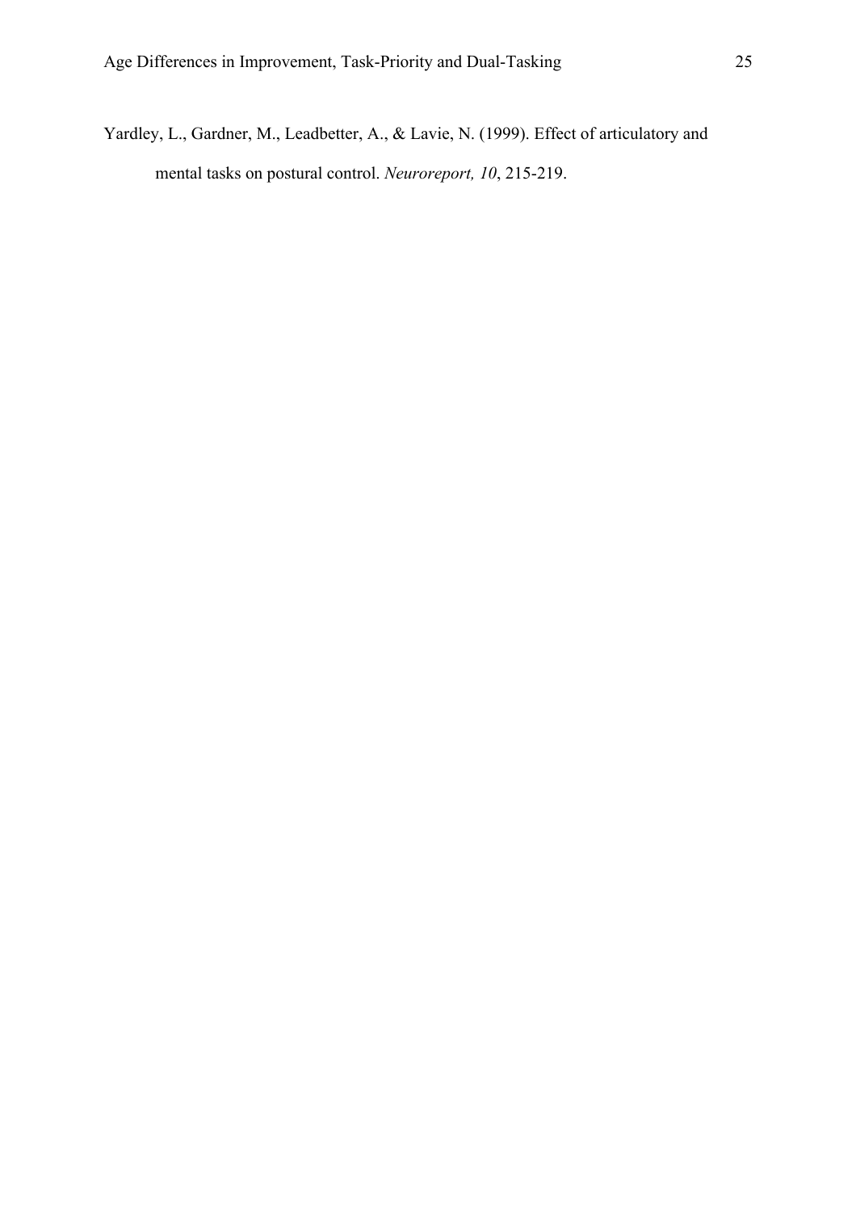Yardley, L., Gardner, M., Leadbetter, A., & Lavie, N. (1999). Effect of articulatory and mental tasks on postural control. *Neuroreport, 10*, 215-219.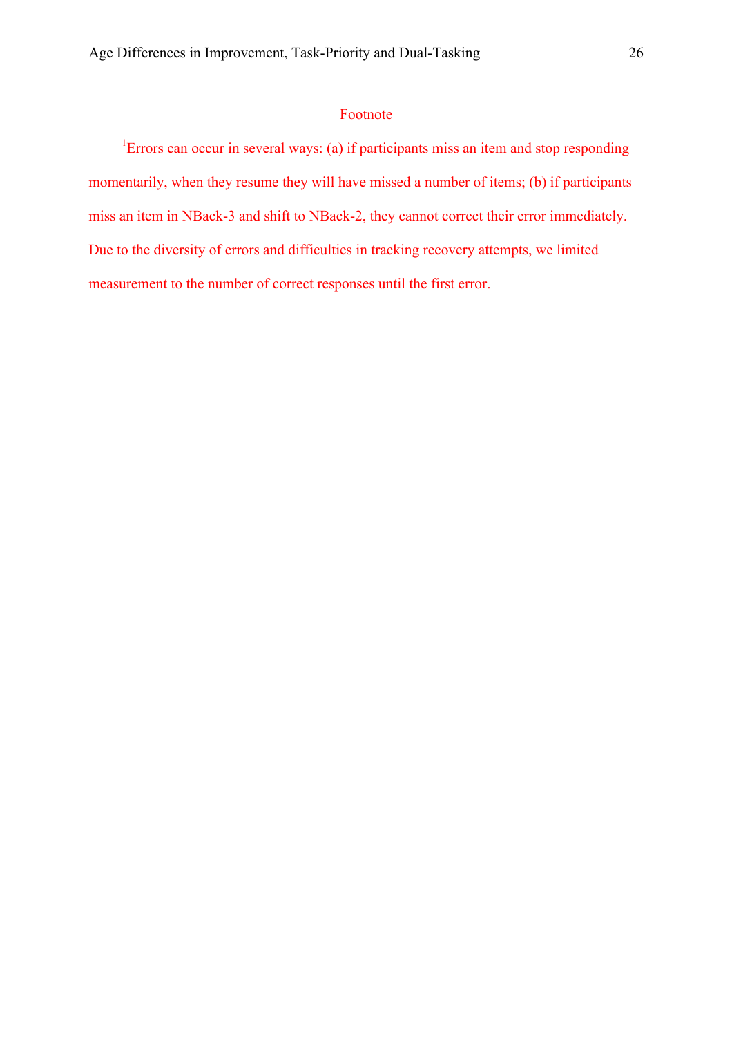## Footnote

[1]Errors can occur in several ways: (a) if participants miss an item and stop responding momentarily, when they resume they will have missed a number of items; (b) if participants miss an item in NBack-3 and shift to NBack-2, they cannot correct their error immediately. Due to the diversity of errors and difficulties in tracking recovery attempts, we limited measurement to the number of correct responses until the first error.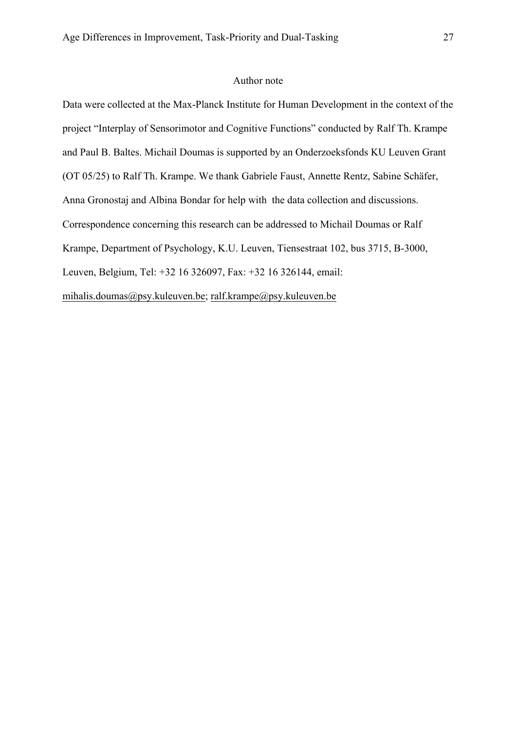## Author note

Data were collected at the Max-Planck Institute for Human Development in the context of the project "Interplay of Sensorimotor and Cognitive Functions" conducted by Ralf Th. Krampe and Paul B. Baltes. Michail Doumas is supported by an Onderzoeksfonds KU Leuven Grant (OT 05/25) to Ralf Th. Krampe. We thank Gabriele Faust, Annette Rentz, Sabine Schäfer, Anna Gronostaj and Albina Bondar for help with the data collection and discussions. Correspondence concerning this research can be addressed to Michail Doumas or Ralf Krampe, Department of Psychology, K.U. Leuven, Tiensestraat 102, bus 3715, B-3000, Leuven, Belgium, Tel: +32 16 326097, Fax: +32 16 326144, email: mihalis.doumas@psy.kuleuven.be; ralf.krampe@psy.kuleuven.be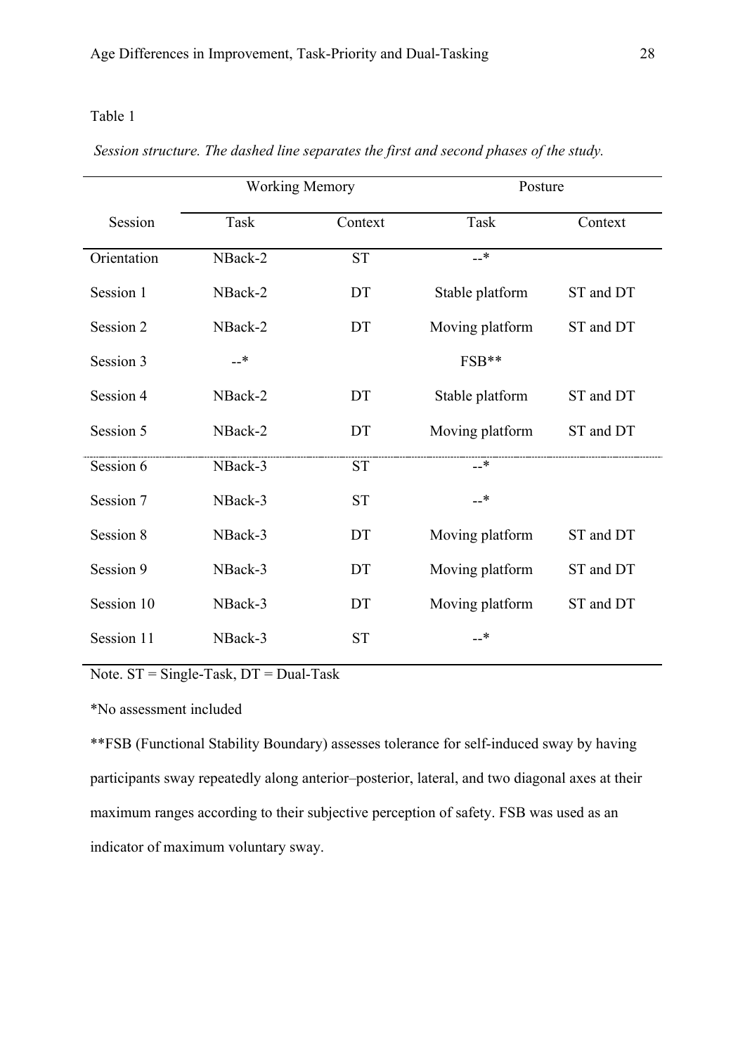Table 1

*Session structure. The dashed line separates the first and second phases of the study.*

| | Working Memory | | Posture | |
|---|---|---|---|---|
| Session | Task | Context | Task | Context |
| Orientation | NBack-2 | ST | --* | |
| Session 1 | NBack-2 | DT | Stable platform | ST and DT |
| Session 2 | NBack-2 | DT | Moving platform | ST and DT |
| Session 3 | --* | | FSB** | |
| Session 4 | NBack-2 | DT | Stable platform | ST and DT |
| Session 5 | NBack-2 | DT | Moving platform | ST and DT |
| Session 6 | NBack-3 | ST | --* | |
| Session 7 | NBack-3 | ST | --* | |
| Session 8 | NBack-3 | DT | Moving platform | ST and DT |
| Session 9 | NBack-3 | DT | Moving platform | ST and DT |
| Session 10 | NBack-3 | DT | Moving platform | ST and DT |
| Session 11 | NBack-3 | ST | --* | |

Note. ST = Single-Task, DT = Dual-Task

*No assessment included

**FSB (Functional Stability Boundary) assesses tolerance for self-induced sway by having participants sway repeatedly along anterior–posterior, lateral, and two diagonal axes at their maximum ranges according to their subjective perception of safety. FSB was used as an indicator of maximum voluntary sway.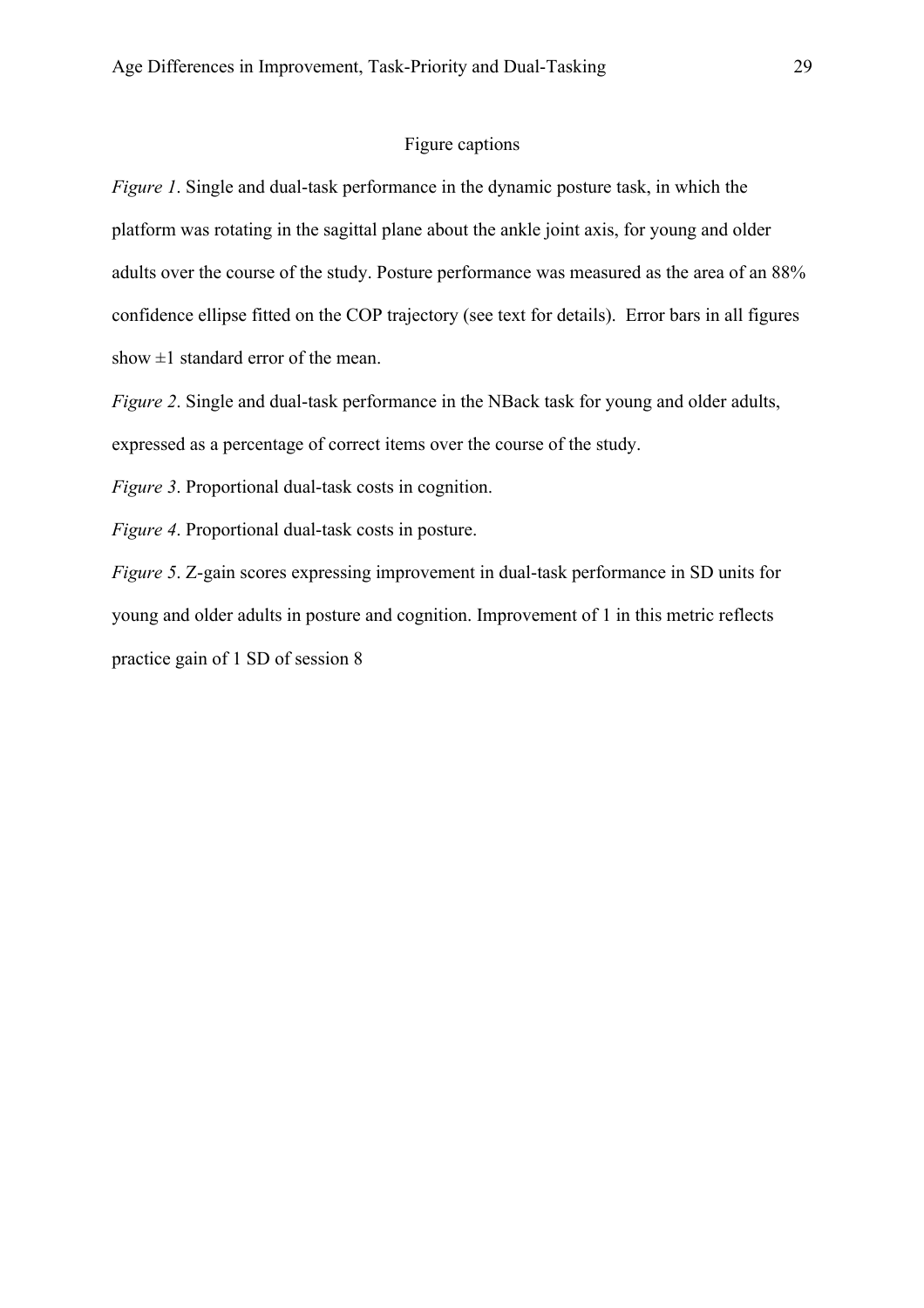# Figure captions

*Figure 1*. Single and dual-task performance in the dynamic posture task, in which the platform was rotating in the sagittal plane about the ankle joint axis, for young and older adults over the course of the study. Posture performance was measured as the area of an 88% confidence ellipse fitted on the COP trajectory (see text for details). Error bars in all figures show ±1 standard error of the mean.

*Figure 2*. Single and dual-task performance in the NBack task for young and older adults, expressed as a percentage of correct items over the course of the study.

*Figure 3*. Proportional dual-task costs in cognition.

*Figure 4*. Proportional dual-task costs in posture.

*Figure 5*. Z-gain scores expressing improvement in dual-task performance in SD units for young and older adults in posture and cognition. Improvement of 1 in this metric reflects practice gain of 1 SD of session 8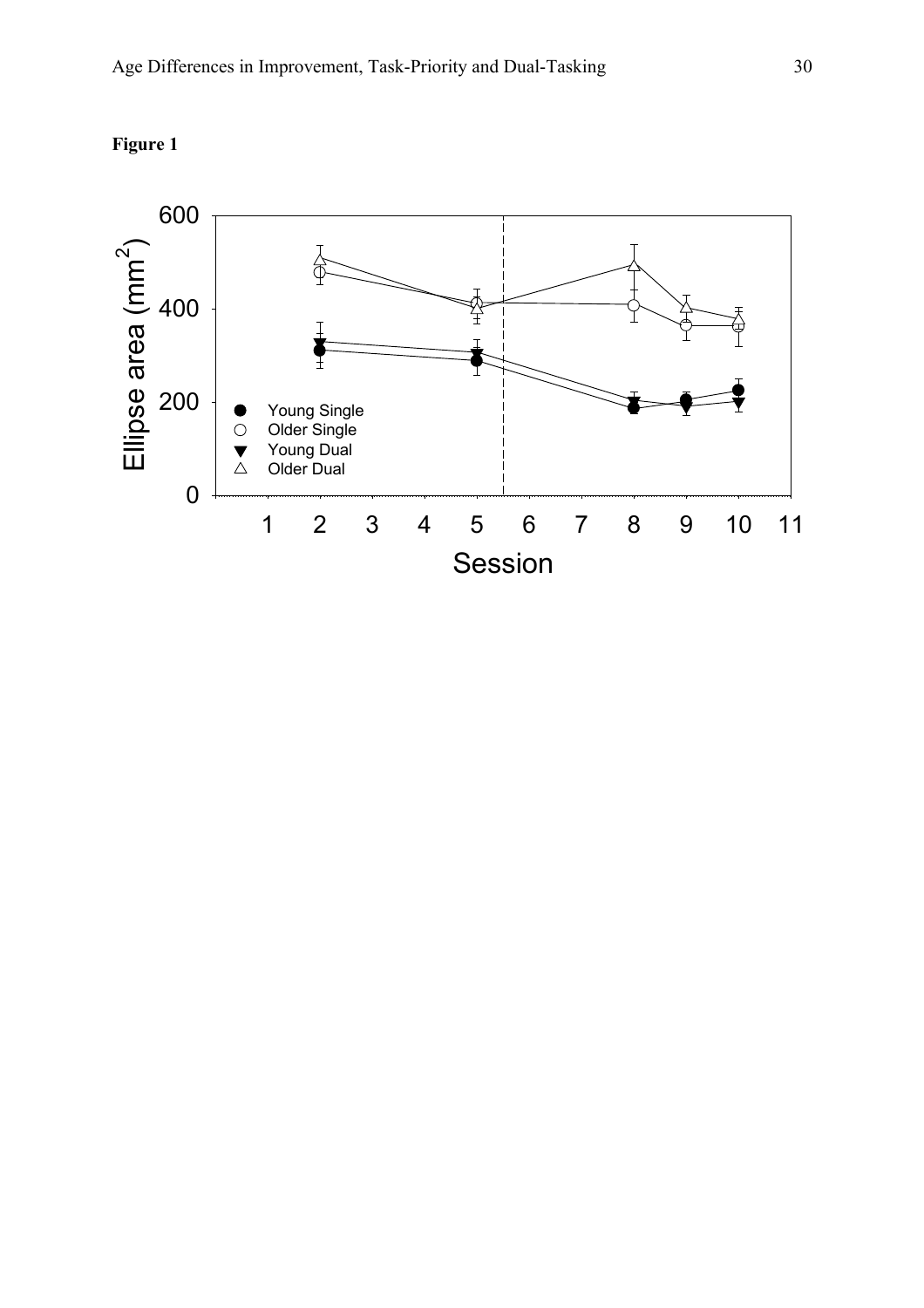**Figure 1**

600
400
200
0

Ellipse area (mm$^2$)

1 2 3 4 5 6 7 8 9 10 11

Session

Young Single
Older Single
Young Dual
Older Dual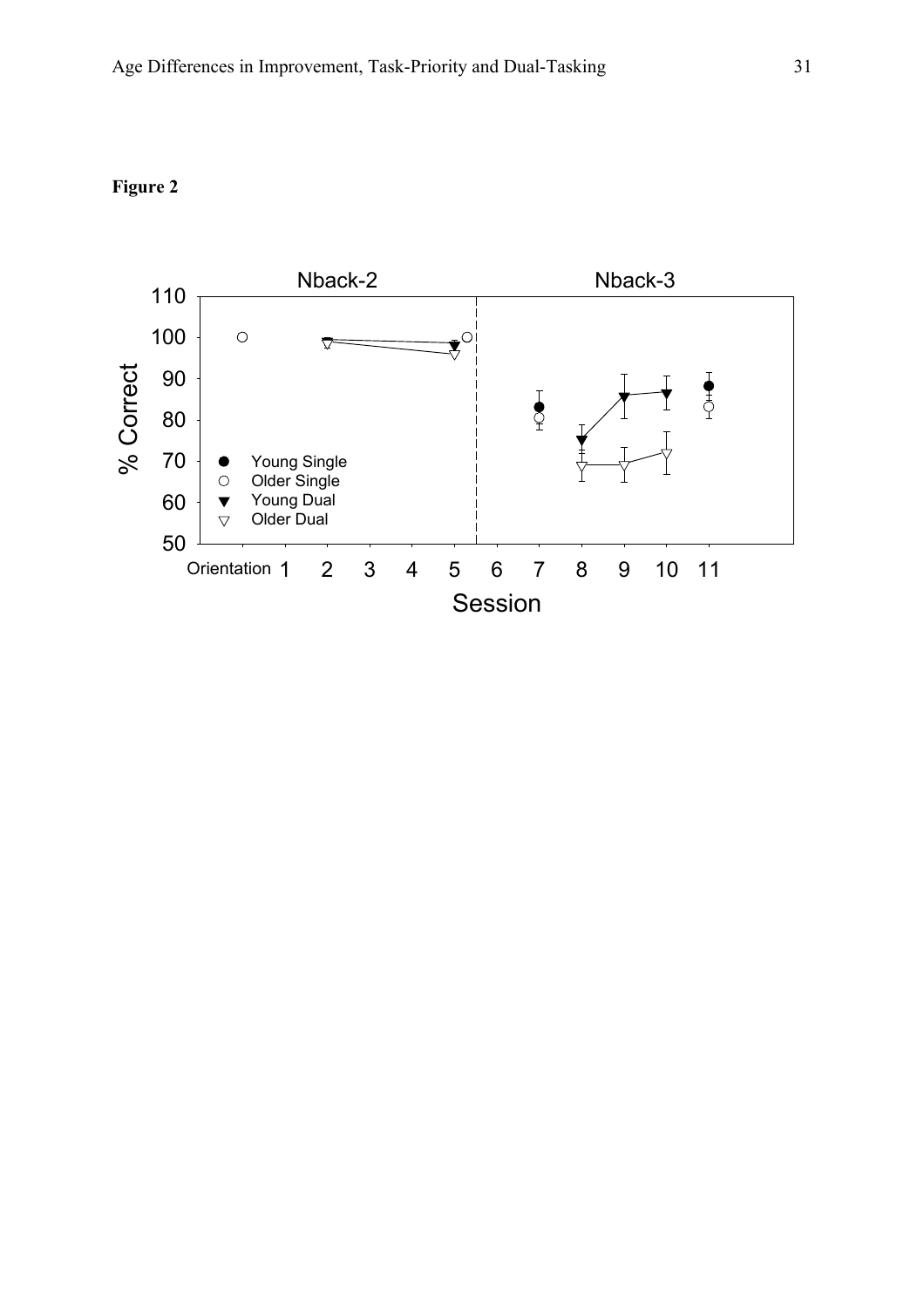**Figure 2**

Nback-2

Nback-3

110

100

90

80

70

60

50

% Correct

Young Single

Older Single

Young Dual

Older Dual

Orientation 1 2 3 4 5 6 7 8 9 10 11

Session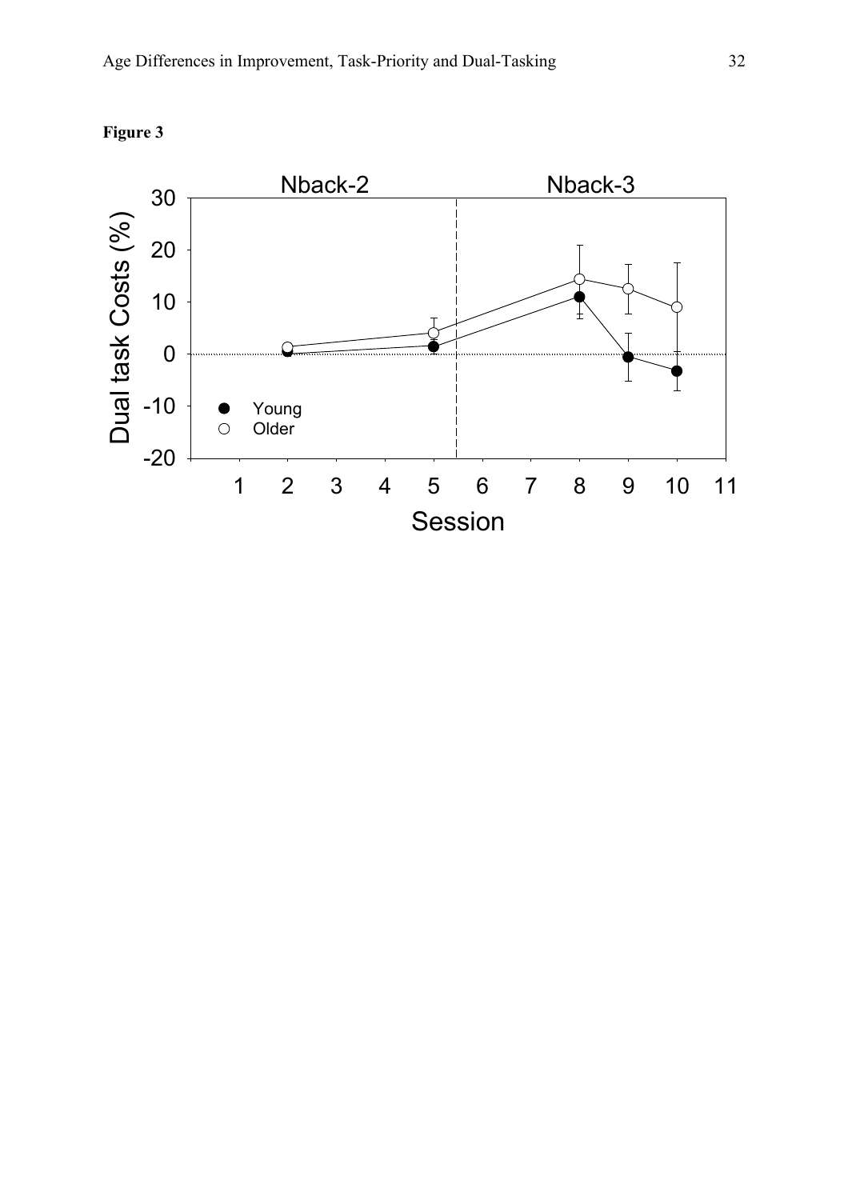**Figure 3**

Nback-2

Nback-3

Dual task Costs (%)

30

20

10

0

-10

-20

Young

Older

1 2 3 4 5 6 7 8 9 10 11

Session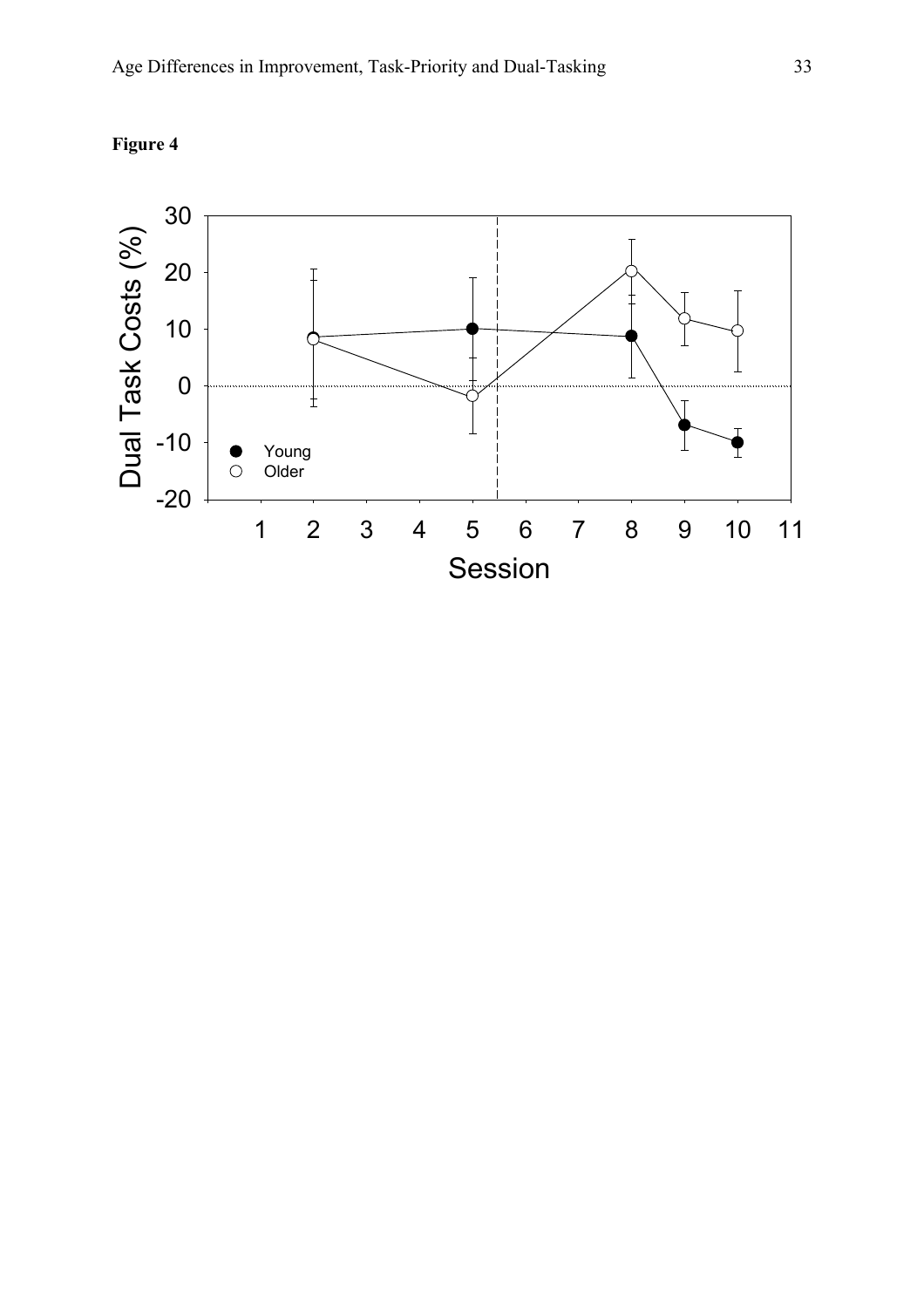**Figure 4**

Dual Task Costs (%)

30
20
10
0
-10
-20

Young
Older

1 2 3 4 5 6 7 8 9 10 11

Session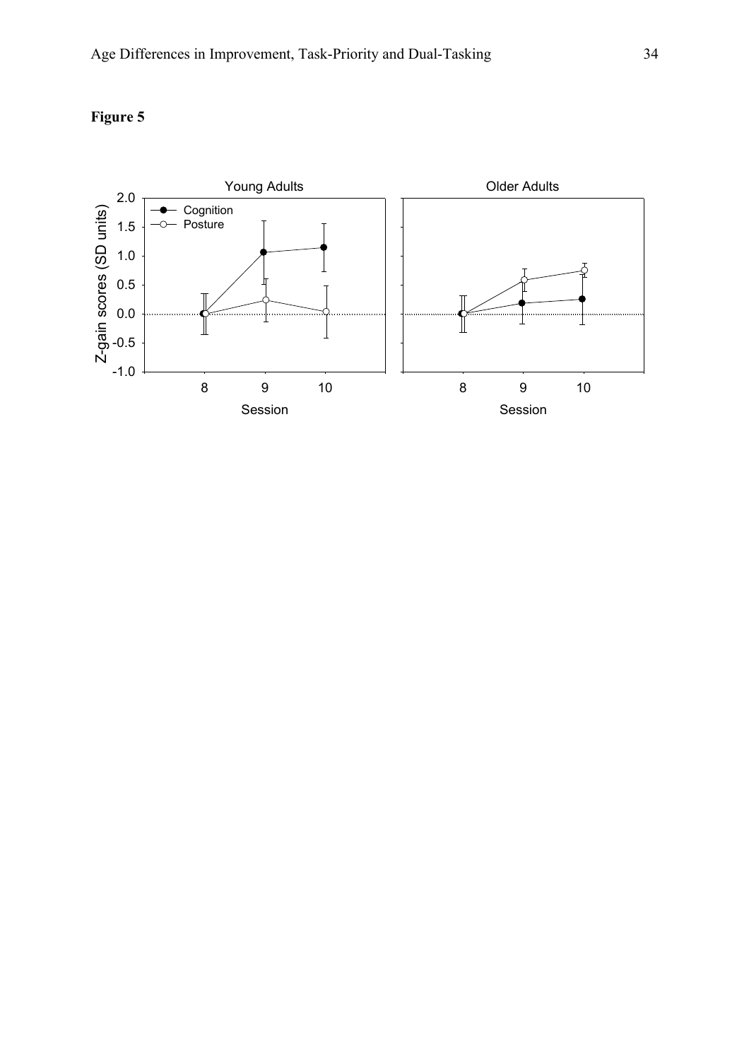**Figure 5**

Young Adults

Older Adults

Cognition

Posture

Z-gain scores (SD units)

2.0

1.5

1.0

0.5

0.0

-0.5

-1.0

8

9

10

Session

8

9

10

Session